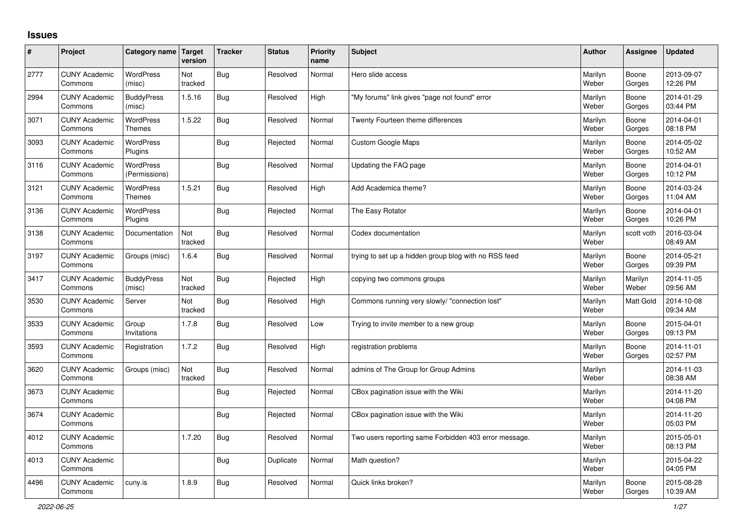## Issues

| # | Project | Category name | Target version | Tracker | Status | Priority name | Subject | Author | Assignee | Updated |
|---|---|---|---|---|---|---|---|---|---|---|
| 2777 | CUNY Academic Commons | WordPress (misc) | Not tracked | Bug | Resolved | Normal | Hero slide access | Marilyn Weber | Boone Gorges | 2013-09-07 12:26 PM |
| 2994 | CUNY Academic Commons | BuddyPress (misc) | 1.5.16 | Bug | Resolved | High | "My forums" link gives "page not found" error | Marilyn Weber | Boone Gorges | 2014-01-29 03:44 PM |
| 3071 | CUNY Academic Commons | WordPress Themes | 1.5.22 | Bug | Resolved | Normal | Twenty Fourteen theme differences | Marilyn Weber | Boone Gorges | 2014-04-01 08:18 PM |
| 3093 | CUNY Academic Commons | WordPress Plugins | | Bug | Rejected | Normal | Custom Google Maps | Marilyn Weber | Boone Gorges | 2014-05-02 10:52 AM |
| 3116 | CUNY Academic Commons | WordPress (Permissions) | | Bug | Resolved | Normal | Updating the FAQ page | Marilyn Weber | Boone Gorges | 2014-04-01 10:12 PM |
| 3121 | CUNY Academic Commons | WordPress Themes | 1.5.21 | Bug | Resolved | High | Add Academica theme? | Marilyn Weber | Boone Gorges | 2014-03-24 11:04 AM |
| 3136 | CUNY Academic Commons | WordPress Plugins | | Bug | Rejected | Normal | The Easy Rotator | Marilyn Weber | Boone Gorges | 2014-04-01 10:26 PM |
| 3138 | CUNY Academic Commons | Documentation | Not tracked | Bug | Resolved | Normal | Codex documentation | Marilyn Weber | scott voth | 2016-03-04 08:49 AM |
| 3197 | CUNY Academic Commons | Groups (misc) | 1.6.4 | Bug | Resolved | Normal | trying to set up a hidden group blog with no RSS feed | Marilyn Weber | Boone Gorges | 2014-05-21 09:39 PM |
| 3417 | CUNY Academic Commons | BuddyPress (misc) | Not tracked | Bug | Rejected | High | copying two commons groups | Marilyn Weber | Marilyn Weber | 2014-11-05 09:56 AM |
| 3530 | CUNY Academic Commons | Server | Not tracked | Bug | Resolved | High | Commons running very slowly/ "connection lost" | Marilyn Weber | Matt Gold | 2014-10-08 09:34 AM |
| 3533 | CUNY Academic Commons | Group Invitations | 1.7.8 | Bug | Resolved | Low | Trying to invite member to a new group | Marilyn Weber | Boone Gorges | 2015-04-01 09:13 PM |
| 3593 | CUNY Academic Commons | Registration | 1.7.2 | Bug | Resolved | High | registration problems | Marilyn Weber | Boone Gorges | 2014-11-01 02:57 PM |
| 3620 | CUNY Academic Commons | Groups (misc) | Not tracked | Bug | Resolved | Normal | admins of The Group for Group Admins | Marilyn Weber | | 2014-11-03 08:38 AM |
| 3673 | CUNY Academic Commons | | | Bug | Rejected | Normal | CBox pagination issue with the Wiki | Marilyn Weber | | 2014-11-20 04:08 PM |
| 3674 | CUNY Academic Commons | | | Bug | Rejected | Normal | CBox pagination issue with the Wiki | Marilyn Weber | | 2014-11-20 05:03 PM |
| 4012 | CUNY Academic Commons | | 1.7.20 | Bug | Resolved | Normal | Two users reporting same Forbidden 403 error message. | Marilyn Weber | | 2015-05-01 08:13 PM |
| 4013 | CUNY Academic Commons | | | Bug | Duplicate | Normal | Math question? | Marilyn Weber | | 2015-04-22 04:05 PM |
| 4496 | CUNY Academic Commons | cuny.is | 1.8.9 | Bug | Resolved | Normal | Quick links broken? | Marilyn Weber | Boone Gorges | 2015-08-28 10:39 AM |

2022-06-25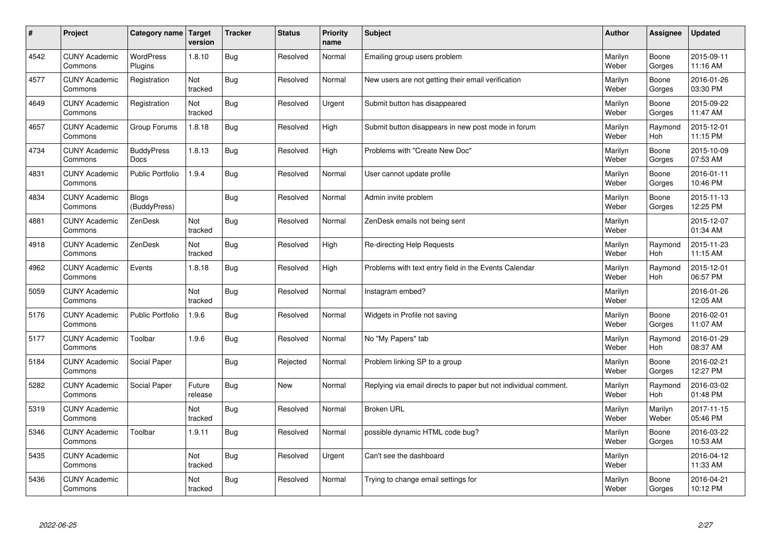| # | Project | Category name | Target version | Tracker | Status | Priority name | Subject | Author | Assignee | Updated |
|---|---|---|---|---|---|---|---|---|---|---|
| 4542 | CUNY Academic Commons | WordPress Plugins | 1.8.10 | Bug | Resolved | Normal | Emailing group users problem | Marilyn Weber | Boone Gorges | 2015-09-11 11:16 AM |
| 4577 | CUNY Academic Commons | Registration | Not tracked | Bug | Resolved | Normal | New users are not getting their email verification | Marilyn Weber | Boone Gorges | 2016-01-26 03:30 PM |
| 4649 | CUNY Academic Commons | Registration | Not tracked | Bug | Resolved | Urgent | Submit button has disappeared | Marilyn Weber | Boone Gorges | 2015-09-22 11:47 AM |
| 4657 | CUNY Academic Commons | Group Forums | 1.8.18 | Bug | Resolved | High | Submit button disappears in new post mode in forum | Marilyn Weber | Raymond Hoh | 2015-12-01 11:15 PM |
| 4734 | CUNY Academic Commons | BuddyPress Docs | 1.8.13 | Bug | Resolved | High | Problems with "Create New Doc" | Marilyn Weber | Boone Gorges | 2015-10-09 07:53 AM |
| 4831 | CUNY Academic Commons | Public Portfolio | 1.9.4 | Bug | Resolved | Normal | User cannot update profile | Marilyn Weber | Boone Gorges | 2016-01-11 10:46 PM |
| 4834 | CUNY Academic Commons | Blogs (BuddyPress) | | Bug | Resolved | Normal | Admin invite problem | Marilyn Weber | Boone Gorges | 2015-11-13 12:25 PM |
| 4881 | CUNY Academic Commons | ZenDesk | Not tracked | Bug | Resolved | Normal | ZenDesk emails not being sent | Marilyn Weber | | 2015-12-07 01:34 AM |
| 4918 | CUNY Academic Commons | ZenDesk | Not tracked | Bug | Resolved | High | Re-directing Help Requests | Marilyn Weber | Raymond Hoh | 2015-11-23 11:15 AM |
| 4962 | CUNY Academic Commons | Events | 1.8.18 | Bug | Resolved | High | Problems with text entry field in the Events Calendar | Marilyn Weber | Raymond Hoh | 2015-12-01 06:57 PM |
| 5059 | CUNY Academic Commons | | Not tracked | Bug | Resolved | Normal | Instagram embed? | Marilyn Weber | | 2016-01-26 12:05 AM |
| 5176 | CUNY Academic Commons | Public Portfolio | 1.9.6 | Bug | Resolved | Normal | Widgets in Profile not saving | Marilyn Weber | Boone Gorges | 2016-02-01 11:07 AM |
| 5177 | CUNY Academic Commons | Toolbar | 1.9.6 | Bug | Resolved | Normal | No "My Papers" tab | Marilyn Weber | Raymond Hoh | 2016-01-29 08:37 AM |
| 5184 | CUNY Academic Commons | Social Paper | | Bug | Rejected | Normal | Problem linking SP to a group | Marilyn Weber | Boone Gorges | 2016-02-21 12:27 PM |
| 5282 | CUNY Academic Commons | Social Paper | Future release | Bug | New | Normal | Replying via email directs to paper but not individual comment. | Marilyn Weber | Raymond Hoh | 2016-03-02 01:48 PM |
| 5319 | CUNY Academic Commons | | Not tracked | Bug | Resolved | Normal | Broken URL | Marilyn Weber | Marilyn Weber | 2017-11-15 05:46 PM |
| 5346 | CUNY Academic Commons | Toolbar | 1.9.11 | Bug | Resolved | Normal | possible dynamic HTML code bug? | Marilyn Weber | Boone Gorges | 2016-03-22 10:53 AM |
| 5435 | CUNY Academic Commons | | Not tracked | Bug | Resolved | Urgent | Can't see the dashboard | Marilyn Weber | | 2016-04-12 11:33 AM |
| 5436 | CUNY Academic Commons | | Not tracked | Bug | Resolved | Normal | Trying to change email settings for | Marilyn Weber | Boone Gorges | 2016-04-21 10:12 PM |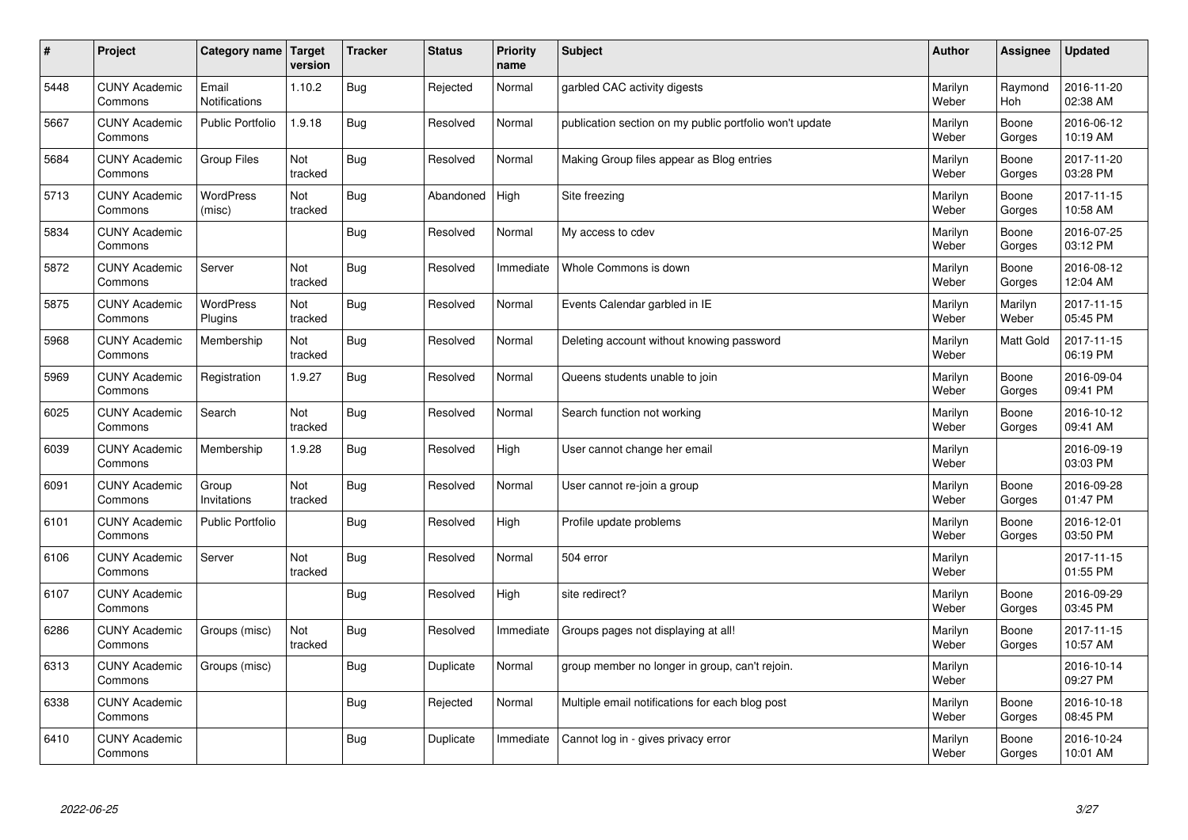| # | Project | Category name | Target version | Tracker | Status | Priority name | Subject | Author | Assignee | Updated |
|---|---|---|---|---|---|---|---|---|---|---|
| 5448 | CUNY Academic Commons | Email Notifications | 1.10.2 | Bug | Rejected | Normal | garbled CAC activity digests | Marilyn Weber | Raymond Hoh | 2016-11-20 02:38 AM |
| 5667 | CUNY Academic Commons | Public Portfolio | 1.9.18 | Bug | Resolved | Normal | publication section on my public portfolio won't update | Marilyn Weber | Boone Gorges | 2016-06-12 10:19 AM |
| 5684 | CUNY Academic Commons | Group Files | Not tracked | Bug | Resolved | Normal | Making Group files appear as Blog entries | Marilyn Weber | Boone Gorges | 2017-11-20 03:28 PM |
| 5713 | CUNY Academic Commons | WordPress (misc) | Not tracked | Bug | Abandoned | High | Site freezing | Marilyn Weber | Boone Gorges | 2017-11-15 10:58 AM |
| 5834 | CUNY Academic Commons | | | Bug | Resolved | Normal | My access to cdev | Marilyn Weber | Boone Gorges | 2016-07-25 03:12 PM |
| 5872 | CUNY Academic Commons | Server | Not tracked | Bug | Resolved | Immediate | Whole Commons is down | Marilyn Weber | Boone Gorges | 2016-08-12 12:04 AM |
| 5875 | CUNY Academic Commons | WordPress Plugins | Not tracked | Bug | Resolved | Normal | Events Calendar garbled in IE | Marilyn Weber | Marilyn Weber | 2017-11-15 05:45 PM |
| 5968 | CUNY Academic Commons | Membership | Not tracked | Bug | Resolved | Normal | Deleting account without knowing password | Marilyn Weber | Matt Gold | 2017-11-15 06:19 PM |
| 5969 | CUNY Academic Commons | Registration | 1.9.27 | Bug | Resolved | Normal | Queens students unable to join | Marilyn Weber | Boone Gorges | 2016-09-04 09:41 PM |
| 6025 | CUNY Academic Commons | Search | Not tracked | Bug | Resolved | Normal | Search function not working | Marilyn Weber | Boone Gorges | 2016-10-12 09:41 AM |
| 6039 | CUNY Academic Commons | Membership | 1.9.28 | Bug | Resolved | High | User cannot change her email | Marilyn Weber | | 2016-09-19 03:03 PM |
| 6091 | CUNY Academic Commons | Group Invitations | Not tracked | Bug | Resolved | Normal | User cannot re-join a group | Marilyn Weber | Boone Gorges | 2016-09-28 01:47 PM |
| 6101 | CUNY Academic Commons | Public Portfolio | | Bug | Resolved | High | Profile update problems | Marilyn Weber | Boone Gorges | 2016-12-01 03:50 PM |
| 6106 | CUNY Academic Commons | Server | Not tracked | Bug | Resolved | Normal | 504 error | Marilyn Weber | | 2017-11-15 01:55 PM |
| 6107 | CUNY Academic Commons | | | Bug | Resolved | High | site redirect? | Marilyn Weber | Boone Gorges | 2016-09-29 03:45 PM |
| 6286 | CUNY Academic Commons | Groups (misc) | Not tracked | Bug | Resolved | Immediate | Groups pages not displaying at all! | Marilyn Weber | Boone Gorges | 2017-11-15 10:57 AM |
| 6313 | CUNY Academic Commons | Groups (misc) | | Bug | Duplicate | Normal | group member no longer in group, can't rejoin. | Marilyn Weber | | 2016-10-14 09:27 PM |
| 6338 | CUNY Academic Commons | | | Bug | Rejected | Normal | Multiple email notifications for each blog post | Marilyn Weber | Boone Gorges | 2016-10-18 08:45 PM |
| 6410 | CUNY Academic Commons | | | Bug | Duplicate | Immediate | Cannot log in - gives privacy error | Marilyn Weber | Boone Gorges | 2016-10-24 10:01 AM |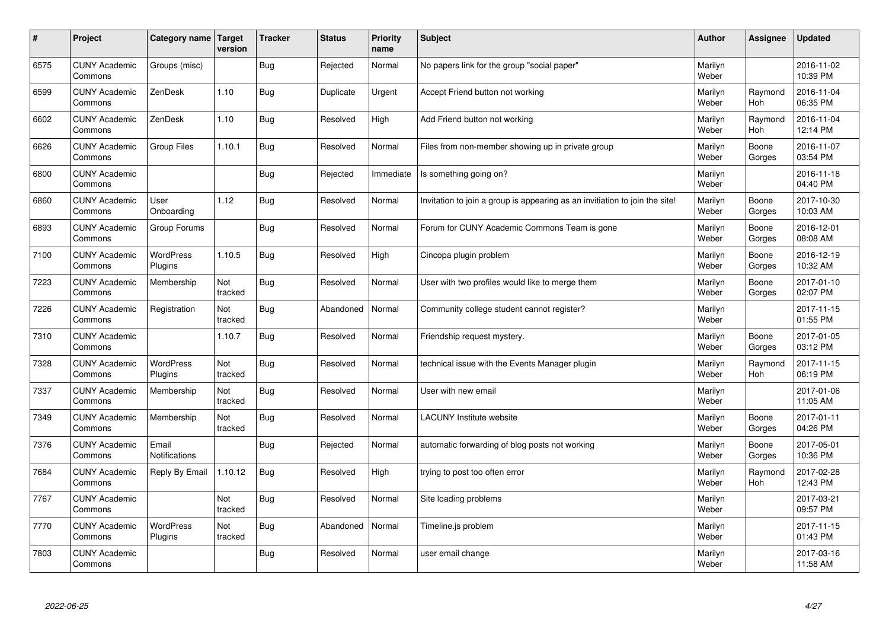| # | Project | Category name | Target version | Tracker | Status | Priority name | Subject | Author | Assignee | Updated |
|---|---|---|---|---|---|---|---|---|---|---|
| 6575 | CUNY Academic Commons | Groups (misc) | | Bug | Rejected | Normal | No papers link for the group "social paper" | Marilyn Weber | | 2016-11-02 10:39 PM |
| 6599 | CUNY Academic Commons | ZenDesk | 1.10 | Bug | Duplicate | Urgent | Accept Friend button not working | Marilyn Weber | Raymond Hoh | 2016-11-04 06:35 PM |
| 6602 | CUNY Academic Commons | ZenDesk | 1.10 | Bug | Resolved | High | Add Friend button not working | Marilyn Weber | Raymond Hoh | 2016-11-04 12:14 PM |
| 6626 | CUNY Academic Commons | Group Files | 1.10.1 | Bug | Resolved | Normal | Files from non-member showing up in private group | Marilyn Weber | Boone Gorges | 2016-11-07 03:54 PM |
| 6800 | CUNY Academic Commons | | | Bug | Rejected | Immediate | Is something going on? | Marilyn Weber | | 2016-11-18 04:40 PM |
| 6860 | CUNY Academic Commons | User Onboarding | 1.12 | Bug | Resolved | Normal | Invitation to join a group is appearing as an invitiation to join the site! | Marilyn Weber | Boone Gorges | 2017-10-30 10:03 AM |
| 6893 | CUNY Academic Commons | Group Forums | | Bug | Resolved | Normal | Forum for CUNY Academic Commons Team is gone | Marilyn Weber | Boone Gorges | 2016-12-01 08:08 AM |
| 7100 | CUNY Academic Commons | WordPress Plugins | 1.10.5 | Bug | Resolved | High | Cincopa plugin problem | Marilyn Weber | Boone Gorges | 2016-12-19 10:32 AM |
| 7223 | CUNY Academic Commons | Membership | Not tracked | Bug | Resolved | Normal | User with two profiles would like to merge them | Marilyn Weber | Boone Gorges | 2017-01-10 02:07 PM |
| 7226 | CUNY Academic Commons | Registration | Not tracked | Bug | Abandoned | Normal | Community college student cannot register? | Marilyn Weber | | 2017-11-15 01:55 PM |
| 7310 | CUNY Academic Commons | | 1.10.7 | Bug | Resolved | Normal | Friendship request mystery. | Marilyn Weber | Boone Gorges | 2017-01-05 03:12 PM |
| 7328 | CUNY Academic Commons | WordPress Plugins | Not tracked | Bug | Resolved | Normal | technical issue with the Events Manager plugin | Marilyn Weber | Raymond Hoh | 2017-11-15 06:19 PM |
| 7337 | CUNY Academic Commons | Membership | Not tracked | Bug | Resolved | Normal | User with new email | Marilyn Weber | | 2017-01-06 11:05 AM |
| 7349 | CUNY Academic Commons | Membership | Not tracked | Bug | Resolved | Normal | LACUNY Institute website | Marilyn Weber | Boone Gorges | 2017-01-11 04:26 PM |
| 7376 | CUNY Academic Commons | Email Notifications | | Bug | Rejected | Normal | automatic forwarding of blog posts not working | Marilyn Weber | Boone Gorges | 2017-05-01 10:36 PM |
| 7684 | CUNY Academic Commons | Reply By Email | 1.10.12 | Bug | Resolved | High | trying to post too often error | Marilyn Weber | Raymond Hoh | 2017-02-28 12:43 PM |
| 7767 | CUNY Academic Commons | | Not tracked | Bug | Resolved | Normal | Site loading problems | Marilyn Weber | | 2017-03-21 09:57 PM |
| 7770 | CUNY Academic Commons | WordPress Plugins | Not tracked | Bug | Abandoned | Normal | Timeline.js problem | Marilyn Weber | | 2017-11-15 01:43 PM |
| 7803 | CUNY Academic Commons | | | Bug | Resolved | Normal | user email change | Marilyn Weber | | 2017-03-16 11:58 AM |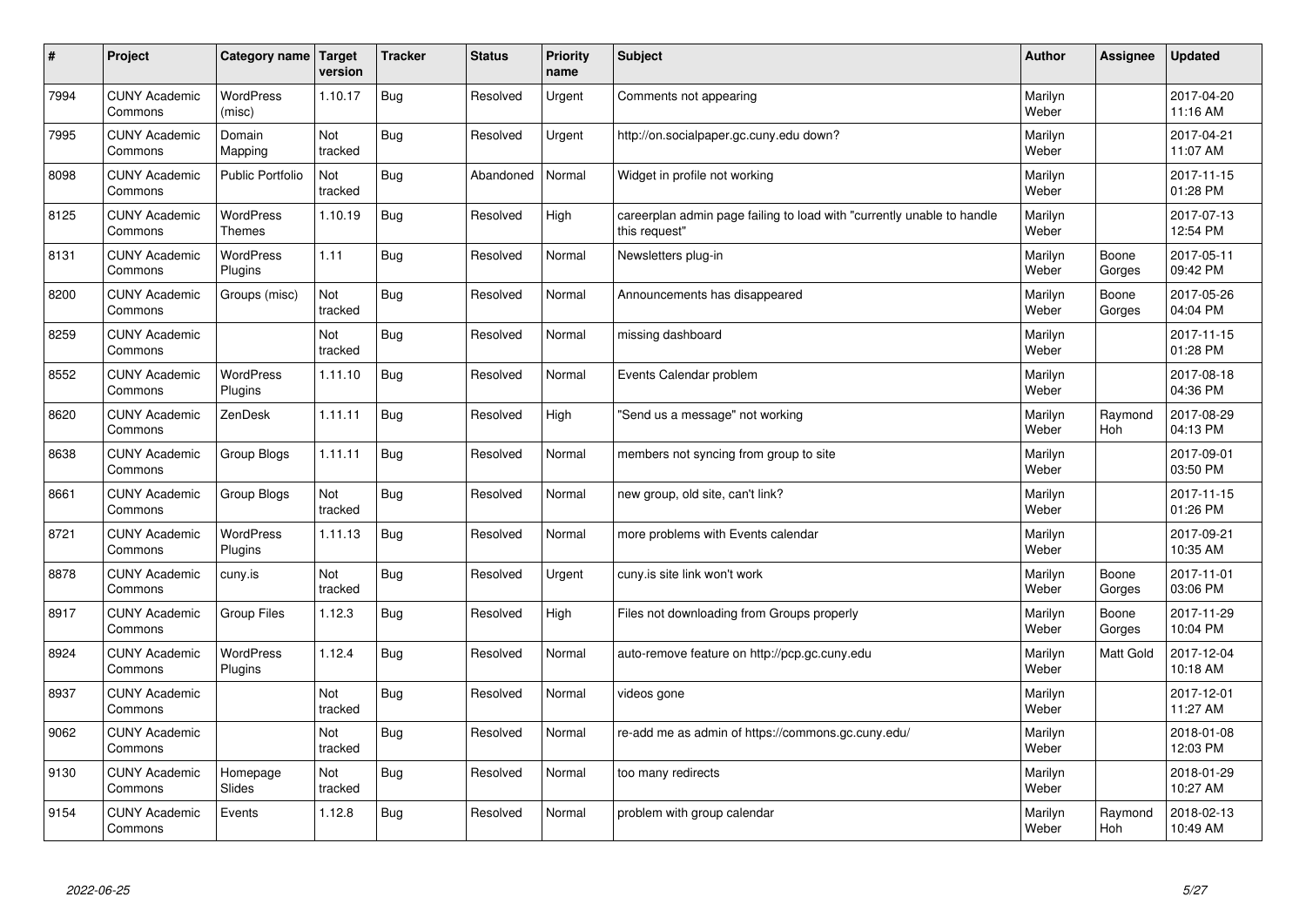| # | Project | Category name | Target version | Tracker | Status | Priority name | Subject | Author | Assignee | Updated |
|---|---|---|---|---|---|---|---|---|---|---|
| 7994 | CUNY Academic Commons | WordPress (misc) | 1.10.17 | Bug | Resolved | Urgent | Comments not appearing | Marilyn Weber | | 2017-04-20 11:16 AM |
| 7995 | CUNY Academic Commons | Domain Mapping | Not tracked | Bug | Resolved | Urgent | http://on.socialpaper.gc.cuny.edu down? | Marilyn Weber | | 2017-04-21 11:07 AM |
| 8098 | CUNY Academic Commons | Public Portfolio | Not tracked | Bug | Abandoned | Normal | Widget in profile not working | Marilyn Weber | | 2017-11-15 01:28 PM |
| 8125 | CUNY Academic Commons | WordPress Themes | 1.10.19 | Bug | Resolved | High | careerplan admin page failing to load with "currently unable to handle this request" | Marilyn Weber | | 2017-07-13 12:54 PM |
| 8131 | CUNY Academic Commons | WordPress Plugins | 1.11 | Bug | Resolved | Normal | Newsletters plug-in | Marilyn Weber | Boone Gorges | 2017-05-11 09:42 PM |
| 8200 | CUNY Academic Commons | Groups (misc) | Not tracked | Bug | Resolved | Normal | Announcements has disappeared | Marilyn Weber | Boone Gorges | 2017-05-26 04:04 PM |
| 8259 | CUNY Academic Commons | | Not tracked | Bug | Resolved | Normal | missing dashboard | Marilyn Weber | | 2017-11-15 01:28 PM |
| 8552 | CUNY Academic Commons | WordPress Plugins | 1.11.10 | Bug | Resolved | Normal | Events Calendar problem | Marilyn Weber | | 2017-08-18 04:36 PM |
| 8620 | CUNY Academic Commons | ZenDesk | 1.11.11 | Bug | Resolved | High | "Send us a message" not working | Marilyn Weber | Raymond Hoh | 2017-08-29 04:13 PM |
| 8638 | CUNY Academic Commons | Group Blogs | 1.11.11 | Bug | Resolved | Normal | members not syncing from group to site | Marilyn Weber | | 2017-09-01 03:50 PM |
| 8661 | CUNY Academic Commons | Group Blogs | Not tracked | Bug | Resolved | Normal | new group, old site, can't link? | Marilyn Weber | | 2017-11-15 01:26 PM |
| 8721 | CUNY Academic Commons | WordPress Plugins | 1.11.13 | Bug | Resolved | Normal | more problems with Events calendar | Marilyn Weber | | 2017-09-21 10:35 AM |
| 8878 | CUNY Academic Commons | cuny.is | Not tracked | Bug | Resolved | Urgent | cuny.is site link won't work | Marilyn Weber | Boone Gorges | 2017-11-01 03:06 PM |
| 8917 | CUNY Academic Commons | Group Files | 1.12.3 | Bug | Resolved | High | Files not downloading from Groups properly | Marilyn Weber | Boone Gorges | 2017-11-29 10:04 PM |
| 8924 | CUNY Academic Commons | WordPress Plugins | 1.12.4 | Bug | Resolved | Normal | auto-remove feature on http://pcp.gc.cuny.edu | Marilyn Weber | Matt Gold | 2017-12-04 10:18 AM |
| 8937 | CUNY Academic Commons | | Not tracked | Bug | Resolved | Normal | videos gone | Marilyn Weber | | 2017-12-01 11:27 AM |
| 9062 | CUNY Academic Commons | | Not tracked | Bug | Resolved | Normal | re-add me as admin of https://commons.gc.cuny.edu/ | Marilyn Weber | | 2018-01-08 12:03 PM |
| 9130 | CUNY Academic Commons | Homepage Slides | Not tracked | Bug | Resolved | Normal | too many redirects | Marilyn Weber | | 2018-01-29 10:27 AM |
| 9154 | CUNY Academic Commons | Events | 1.12.8 | Bug | Resolved | Normal | problem with group calendar | Marilyn Weber | Raymond Hoh | 2018-02-13 10:49 AM |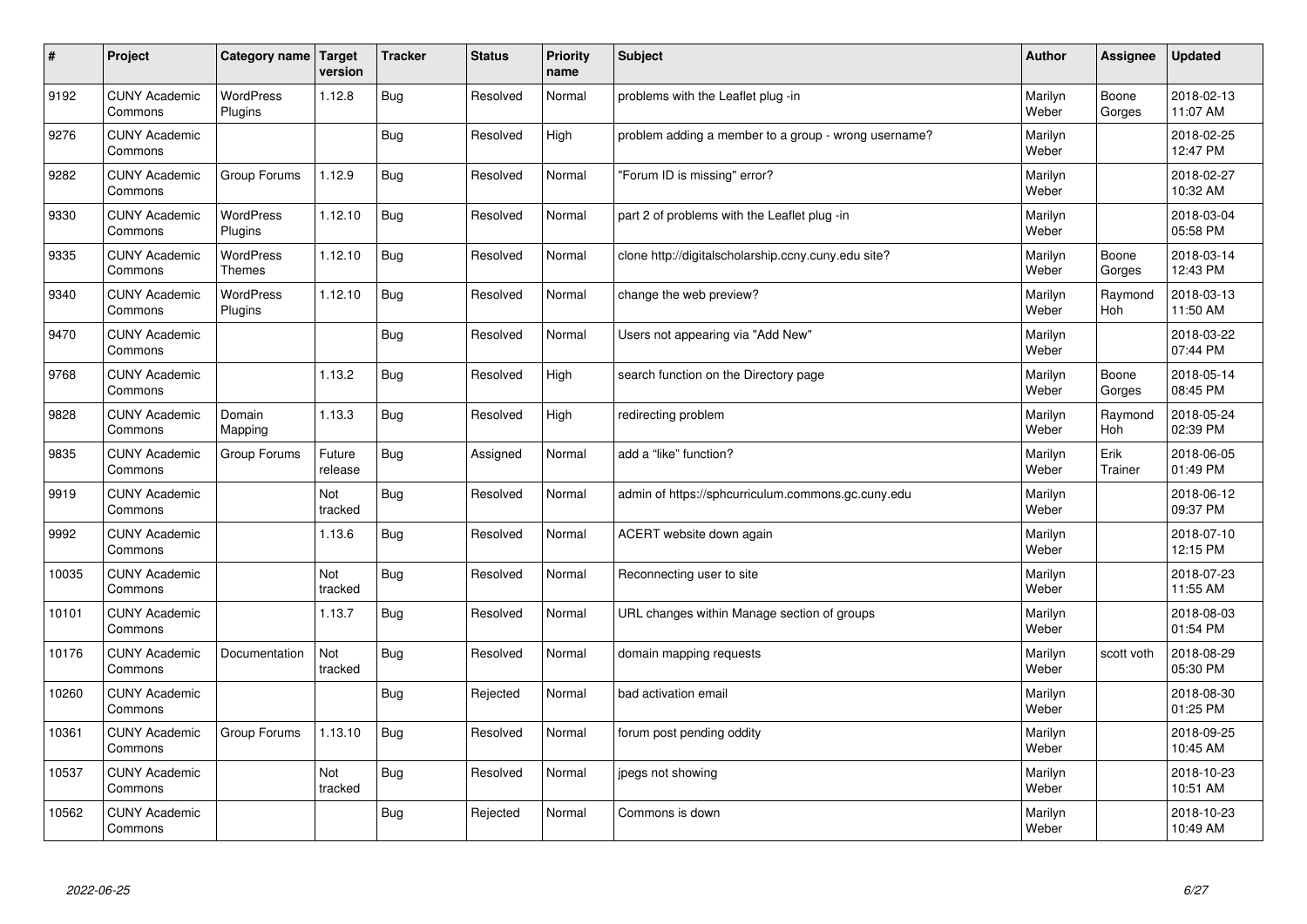| # | Project | Category name | Target version | Tracker | Status | Priority name | Subject | Author | Assignee | Updated |
|---|---|---|---|---|---|---|---|---|---|---|
| 9192 | CUNY Academic Commons | WordPress Plugins | 1.12.8 | Bug | Resolved | Normal | problems with the Leaflet plug -in | Marilyn Weber | Boone Gorges | 2018-02-13 11:07 AM |
| 9276 | CUNY Academic Commons | | | Bug | Resolved | High | problem adding a member to a group - wrong username? | Marilyn Weber | | 2018-02-25 12:47 PM |
| 9282 | CUNY Academic Commons | Group Forums | 1.12.9 | Bug | Resolved | Normal | "Forum ID is missing" error? | Marilyn Weber | | 2018-02-27 10:32 AM |
| 9330 | CUNY Academic Commons | WordPress Plugins | 1.12.10 | Bug | Resolved | Normal | part 2 of problems with the Leaflet plug -in | Marilyn Weber | | 2018-03-04 05:58 PM |
| 9335 | CUNY Academic Commons | WordPress Themes | 1.12.10 | Bug | Resolved | Normal | clone http://digitalscholarship.ccny.cuny.edu site? | Marilyn Weber | Boone Gorges | 2018-03-14 12:43 PM |
| 9340 | CUNY Academic Commons | WordPress Plugins | 1.12.10 | Bug | Resolved | Normal | change the web preview? | Marilyn Weber | Raymond Hoh | 2018-03-13 11:50 AM |
| 9470 | CUNY Academic Commons | | | Bug | Resolved | Normal | Users not appearing via "Add New" | Marilyn Weber | | 2018-03-22 07:44 PM |
| 9768 | CUNY Academic Commons | | 1.13.2 | Bug | Resolved | High | search function on the Directory page | Marilyn Weber | Boone Gorges | 2018-05-14 08:45 PM |
| 9828 | CUNY Academic Commons | Domain Mapping | 1.13.3 | Bug | Resolved | High | redirecting problem | Marilyn Weber | Raymond Hoh | 2018-05-24 02:39 PM |
| 9835 | CUNY Academic Commons | Group Forums | Future release | Bug | Assigned | Normal | add a "like" function? | Marilyn Weber | Erik Trainer | 2018-06-05 01:49 PM |
| 9919 | CUNY Academic Commons | | Not tracked | Bug | Resolved | Normal | admin of https://sphcurriculum.commons.gc.cuny.edu | Marilyn Weber | | 2018-06-12 09:37 PM |
| 9992 | CUNY Academic Commons | | 1.13.6 | Bug | Resolved | Normal | ACERT website down again | Marilyn Weber | | 2018-07-10 12:15 PM |
| 10035 | CUNY Academic Commons | | Not tracked | Bug | Resolved | Normal | Reconnecting user to site | Marilyn Weber | | 2018-07-23 11:55 AM |
| 10101 | CUNY Academic Commons | | 1.13.7 | Bug | Resolved | Normal | URL changes within Manage section of groups | Marilyn Weber | | 2018-08-03 01:54 PM |
| 10176 | CUNY Academic Commons | Documentation | Not tracked | Bug | Resolved | Normal | domain mapping requests | Marilyn Weber | scott voth | 2018-08-29 05:30 PM |
| 10260 | CUNY Academic Commons | | | Bug | Rejected | Normal | bad activation email | Marilyn Weber | | 2018-08-30 01:25 PM |
| 10361 | CUNY Academic Commons | Group Forums | 1.13.10 | Bug | Resolved | Normal | forum post pending oddity | Marilyn Weber | | 2018-09-25 10:45 AM |
| 10537 | CUNY Academic Commons | | Not tracked | Bug | Resolved | Normal | jpegs not showing | Marilyn Weber | | 2018-10-23 10:51 AM |
| 10562 | CUNY Academic Commons | | | Bug | Rejected | Normal | Commons is down | Marilyn Weber | | 2018-10-23 10:49 AM |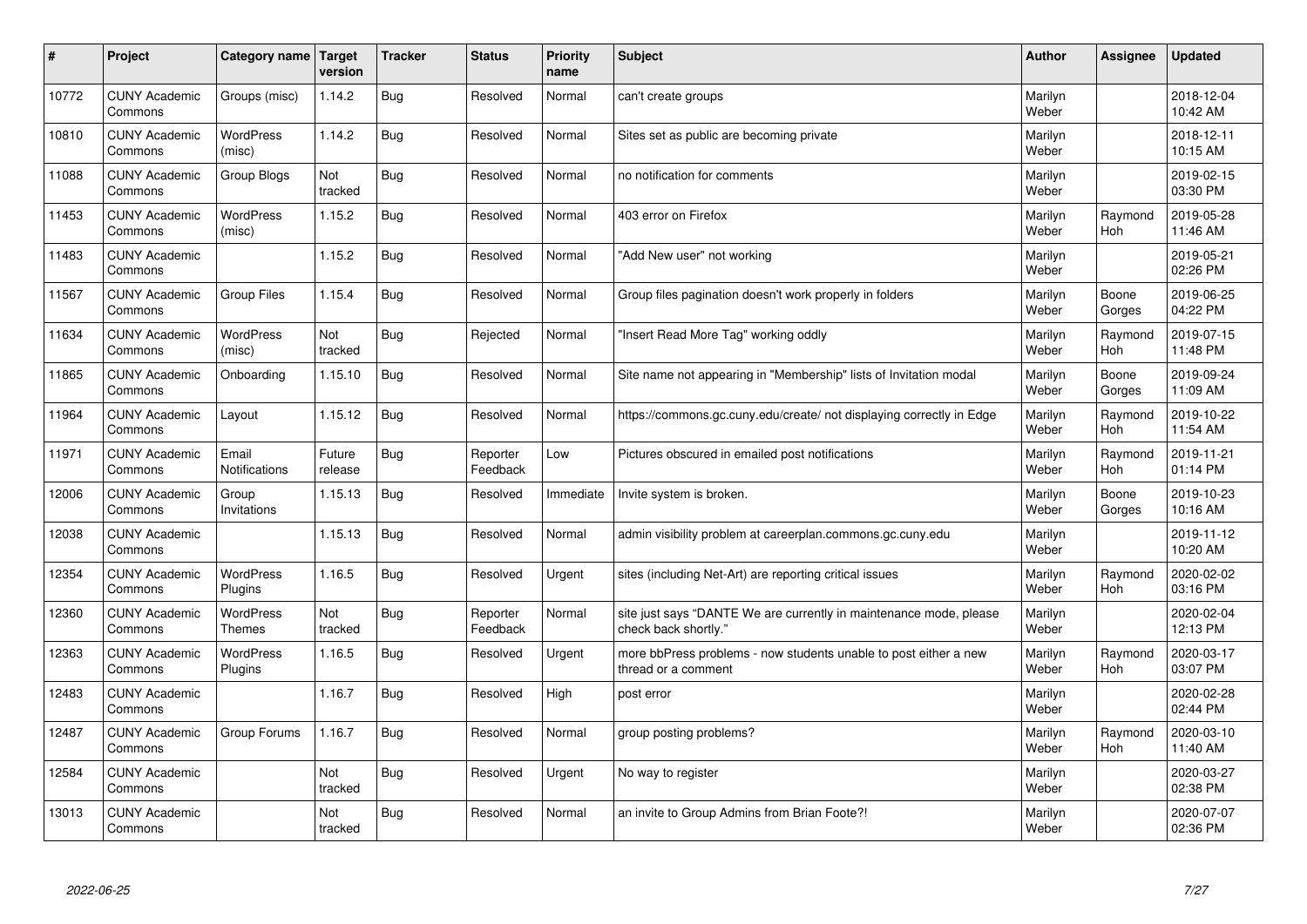| # | Project | Category name | Target version | Tracker | Status | Priority name | Subject | Author | Assignee | Updated |
|---|---|---|---|---|---|---|---|---|---|---|
| 10772 | CUNY Academic Commons | Groups (misc) | 1.14.2 | Bug | Resolved | Normal | can't create groups | Marilyn Weber | | 2018-12-04 10:42 AM |
| 10810 | CUNY Academic Commons | WordPress (misc) | 1.14.2 | Bug | Resolved | Normal | Sites set as public are becoming private | Marilyn Weber | | 2018-12-11 10:15 AM |
| 11088 | CUNY Academic Commons | Group Blogs | Not tracked | Bug | Resolved | Normal | no notification for comments | Marilyn Weber | | 2019-02-15 03:30 PM |
| 11453 | CUNY Academic Commons | WordPress (misc) | 1.15.2 | Bug | Resolved | Normal | 403 error on Firefox | Marilyn Weber | Raymond Hoh | 2019-05-28 11:46 AM |
| 11483 | CUNY Academic Commons | | 1.15.2 | Bug | Resolved | Normal | "Add New user" not working | Marilyn Weber | | 2019-05-21 02:26 PM |
| 11567 | CUNY Academic Commons | Group Files | 1.15.4 | Bug | Resolved | Normal | Group files pagination doesn't work properly in folders | Marilyn Weber | Boone Gorges | 2019-06-25 04:22 PM |
| 11634 | CUNY Academic Commons | WordPress (misc) | Not tracked | Bug | Rejected | Normal | "Insert Read More Tag" working oddly | Marilyn Weber | Raymond Hoh | 2019-07-15 11:48 PM |
| 11865 | CUNY Academic Commons | Onboarding | 1.15.10 | Bug | Resolved | Normal | Site name not appearing in "Membership" lists of Invitation modal | Marilyn Weber | Boone Gorges | 2019-09-24 11:09 AM |
| 11964 | CUNY Academic Commons | Layout | 1.15.12 | Bug | Resolved | Normal | https://commons.gc.cuny.edu/create/ not displaying correctly in Edge | Marilyn Weber | Raymond Hoh | 2019-10-22 11:54 AM |
| 11971 | CUNY Academic Commons | Email Notifications | Future release | Bug | Reporter Feedback | Low | Pictures obscured in emailed post notifications | Marilyn Weber | Raymond Hoh | 2019-11-21 01:14 PM |
| 12006 | CUNY Academic Commons | Group Invitations | 1.15.13 | Bug | Resolved | Immediate | Invite system is broken. | Marilyn Weber | Boone Gorges | 2019-10-23 10:16 AM |
| 12038 | CUNY Academic Commons | | 1.15.13 | Bug | Resolved | Normal | admin visibility problem at careerplan.commons.gc.cuny.edu | Marilyn Weber | | 2019-11-12 10:20 AM |
| 12354 | CUNY Academic Commons | WordPress Plugins | 1.16.5 | Bug | Resolved | Urgent | sites (including Net-Art) are reporting critical issues | Marilyn Weber | Raymond Hoh | 2020-02-02 03:16 PM |
| 12360 | CUNY Academic Commons | WordPress Themes | Not tracked | Bug | Reporter Feedback | Normal | site just says "DANTE We are currently in maintenance mode, please check back shortly." | Marilyn Weber | | 2020-02-04 12:13 PM |
| 12363 | CUNY Academic Commons | WordPress Plugins | 1.16.5 | Bug | Resolved | Urgent | more bbPress problems - now students unable to post either a new thread or a comment | Marilyn Weber | Raymond Hoh | 2020-03-17 03:07 PM |
| 12483 | CUNY Academic Commons | | 1.16.7 | Bug | Resolved | High | post error | Marilyn Weber | | 2020-02-28 02:44 PM |
| 12487 | CUNY Academic Commons | Group Forums | 1.16.7 | Bug | Resolved | Normal | group posting problems? | Marilyn Weber | Raymond Hoh | 2020-03-10 11:40 AM |
| 12584 | CUNY Academic Commons | | Not tracked | Bug | Resolved | Urgent | No way to register | Marilyn Weber | | 2020-03-27 02:38 PM |
| 13013 | CUNY Academic Commons | | Not tracked | Bug | Resolved | Normal | an invite to Group Admins from Brian Foote?! | Marilyn Weber | | 2020-07-07 02:36 PM |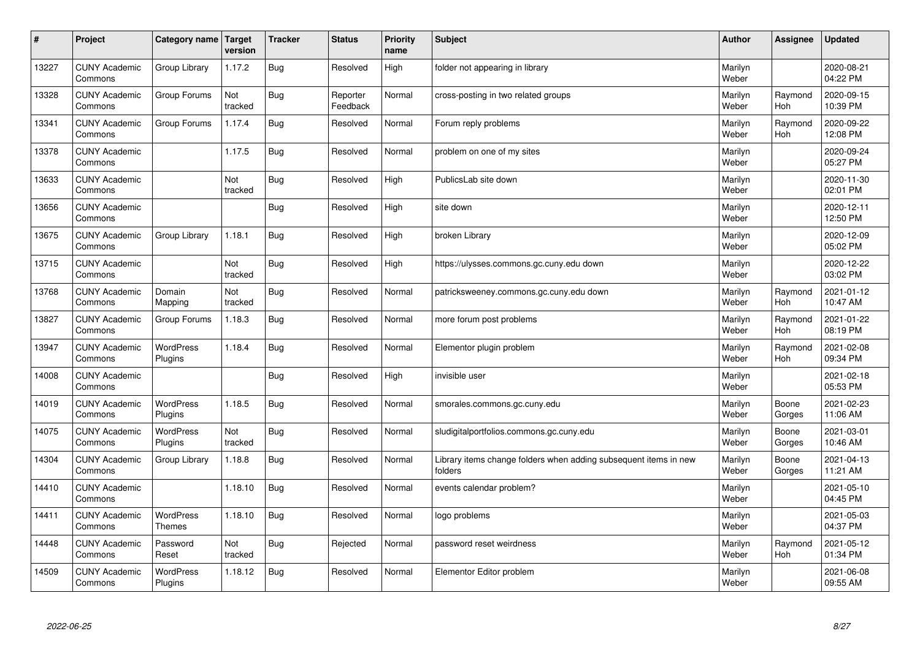| # | Project | Category name | Target version | Tracker | Status | Priority name | Subject | Author | Assignee | Updated |
|---|---|---|---|---|---|---|---|---|---|---|
| 13227 | CUNY Academic Commons | Group Library | 1.17.2 | Bug | Resolved | High | folder not appearing in library | Marilyn Weber | | 2020-08-21 04:22 PM |
| 13328 | CUNY Academic Commons | Group Forums | Not tracked | Bug | Reporter Feedback | Normal | cross-posting in two related groups | Marilyn Weber | Raymond Hoh | 2020-09-15 10:39 PM |
| 13341 | CUNY Academic Commons | Group Forums | 1.17.4 | Bug | Resolved | Normal | Forum reply problems | Marilyn Weber | Raymond Hoh | 2020-09-22 12:08 PM |
| 13378 | CUNY Academic Commons | | 1.17.5 | Bug | Resolved | Normal | problem on one of my sites | Marilyn Weber | | 2020-09-24 05:27 PM |
| 13633 | CUNY Academic Commons | | Not tracked | Bug | Resolved | High | PublicsLab site down | Marilyn Weber | | 2020-11-30 02:01 PM |
| 13656 | CUNY Academic Commons | | | Bug | Resolved | High | site down | Marilyn Weber | | 2020-12-11 12:50 PM |
| 13675 | CUNY Academic Commons | Group Library | 1.18.1 | Bug | Resolved | High | broken Library | Marilyn Weber | | 2020-12-09 05:02 PM |
| 13715 | CUNY Academic Commons | | Not tracked | Bug | Resolved | High | https://ulysses.commons.gc.cuny.edu down | Marilyn Weber | | 2020-12-22 03:02 PM |
| 13768 | CUNY Academic Commons | Domain Mapping | Not tracked | Bug | Resolved | Normal | patricksweeney.commons.gc.cuny.edu down | Marilyn Weber | Raymond Hoh | 2021-01-12 10:47 AM |
| 13827 | CUNY Academic Commons | Group Forums | 1.18.3 | Bug | Resolved | Normal | more forum post problems | Marilyn Weber | Raymond Hoh | 2021-01-22 08:19 PM |
| 13947 | CUNY Academic Commons | WordPress Plugins | 1.18.4 | Bug | Resolved | Normal | Elementor plugin problem | Marilyn Weber | Raymond Hoh | 2021-02-08 09:34 PM |
| 14008 | CUNY Academic Commons | | | Bug | Resolved | High | invisible user | Marilyn Weber | | 2021-02-18 05:53 PM |
| 14019 | CUNY Academic Commons | WordPress Plugins | 1.18.5 | Bug | Resolved | Normal | smorales.commons.gc.cuny.edu | Marilyn Weber | Boone Gorges | 2021-02-23 11:06 AM |
| 14075 | CUNY Academic Commons | WordPress Plugins | Not tracked | Bug | Resolved | Normal | sludigitalportfolios.commons.gc.cuny.edu | Marilyn Weber | Boone Gorges | 2021-03-01 10:46 AM |
| 14304 | CUNY Academic Commons | Group Library | 1.18.8 | Bug | Resolved | Normal | Library items change folders when adding subsequent items in new folders | Marilyn Weber | Boone Gorges | 2021-04-13 11:21 AM |
| 14410 | CUNY Academic Commons | | 1.18.10 | Bug | Resolved | Normal | events calendar problem? | Marilyn Weber | | 2021-05-10 04:45 PM |
| 14411 | CUNY Academic Commons | WordPress Themes | 1.18.10 | Bug | Resolved | Normal | logo problems | Marilyn Weber | | 2021-05-03 04:37 PM |
| 14448 | CUNY Academic Commons | Password Reset | Not tracked | Bug | Rejected | Normal | password reset weirdness | Marilyn Weber | Raymond Hoh | 2021-05-12 01:34 PM |
| 14509 | CUNY Academic Commons | WordPress Plugins | 1.18.12 | Bug | Resolved | Normal | Elementor Editor problem | Marilyn Weber | | 2021-06-08 09:55 AM |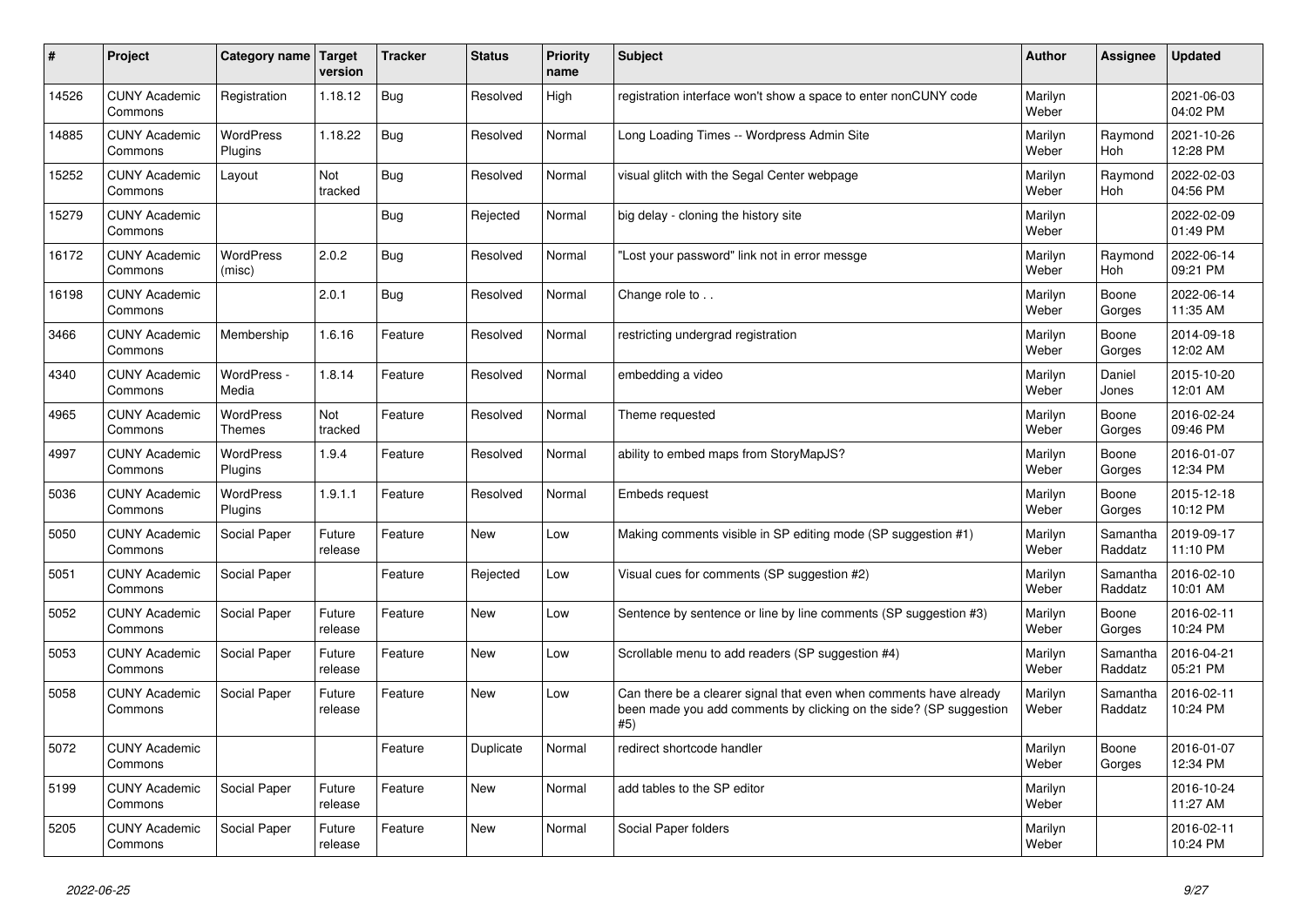| # | Project | Category name | Target version | Tracker | Status | Priority name | Subject | Author | Assignee | Updated |
|---|---|---|---|---|---|---|---|---|---|---|
| 14526 | CUNY Academic Commons | Registration | 1.18.12 | Bug | Resolved | High | registration interface won't show a space to enter nonCUNY code | Marilyn Weber | | 2021-06-03 04:02 PM |
| 14885 | CUNY Academic Commons | WordPress Plugins | 1.18.22 | Bug | Resolved | Normal | Long Loading Times -- Wordpress Admin Site | Marilyn Weber | Raymond Hoh | 2021-10-26 12:28 PM |
| 15252 | CUNY Academic Commons | Layout | Not tracked | Bug | Resolved | Normal | visual glitch with the Segal Center webpage | Marilyn Weber | Raymond Hoh | 2022-02-03 04:56 PM |
| 15279 | CUNY Academic Commons | | | Bug | Rejected | Normal | big delay - cloning the history site | Marilyn Weber | | 2022-02-09 01:49 PM |
| 16172 | CUNY Academic Commons | WordPress (misc) | 2.0.2 | Bug | Resolved | Normal | "Lost your password" link not in error messge | Marilyn Weber | Raymond Hoh | 2022-06-14 09:21 PM |
| 16198 | CUNY Academic Commons | | 2.0.1 | Bug | Resolved | Normal | Change role to . . | Marilyn Weber | Boone Gorges | 2022-06-14 11:35 AM |
| 3466 | CUNY Academic Commons | Membership | 1.6.16 | Feature | Resolved | Normal | restricting undergrad registration | Marilyn Weber | Boone Gorges | 2014-09-18 12:02 AM |
| 4340 | CUNY Academic Commons | WordPress - Media | 1.8.14 | Feature | Resolved | Normal | embedding a video | Marilyn Weber | Daniel Jones | 2015-10-20 12:01 AM |
| 4965 | CUNY Academic Commons | WordPress Themes | Not tracked | Feature | Resolved | Normal | Theme requested | Marilyn Weber | Boone Gorges | 2016-02-24 09:46 PM |
| 4997 | CUNY Academic Commons | WordPress Plugins | 1.9.4 | Feature | Resolved | Normal | ability to embed maps from StoryMapJS? | Marilyn Weber | Boone Gorges | 2016-01-07 12:34 PM |
| 5036 | CUNY Academic Commons | WordPress Plugins | 1.9.1.1 | Feature | Resolved | Normal | Embeds request | Marilyn Weber | Boone Gorges | 2015-12-18 10:12 PM |
| 5050 | CUNY Academic Commons | Social Paper | Future release | Feature | New | Low | Making comments visible in SP editing mode (SP suggestion #1) | Marilyn Weber | Samantha Raddatz | 2019-09-17 11:10 PM |
| 5051 | CUNY Academic Commons | Social Paper | | Feature | Rejected | Low | Visual cues for comments (SP suggestion #2) | Marilyn Weber | Samantha Raddatz | 2016-02-10 10:01 AM |
| 5052 | CUNY Academic Commons | Social Paper | Future release | Feature | New | Low | Sentence by sentence or line by line comments (SP suggestion #3) | Marilyn Weber | Boone Gorges | 2016-02-11 10:24 PM |
| 5053 | CUNY Academic Commons | Social Paper | Future release | Feature | New | Low | Scrollable menu to add readers (SP suggestion #4) | Marilyn Weber | Samantha Raddatz | 2016-04-21 05:21 PM |
| 5058 | CUNY Academic Commons | Social Paper | Future release | Feature | New | Low | Can there be a clearer signal that even when comments have already been made you add comments by clicking on the side? (SP suggestion #5) | Marilyn Weber | Samantha Raddatz | 2016-02-11 10:24 PM |
| 5072 | CUNY Academic Commons | | | Feature | Duplicate | Normal | redirect shortcode handler | Marilyn Weber | Boone Gorges | 2016-01-07 12:34 PM |
| 5199 | CUNY Academic Commons | Social Paper | Future release | Feature | New | Normal | add tables to the SP editor | Marilyn Weber | | 2016-10-24 11:27 AM |
| 5205 | CUNY Academic Commons | Social Paper | Future release | Feature | New | Normal | Social Paper folders | Marilyn Weber | | 2016-02-11 10:24 PM |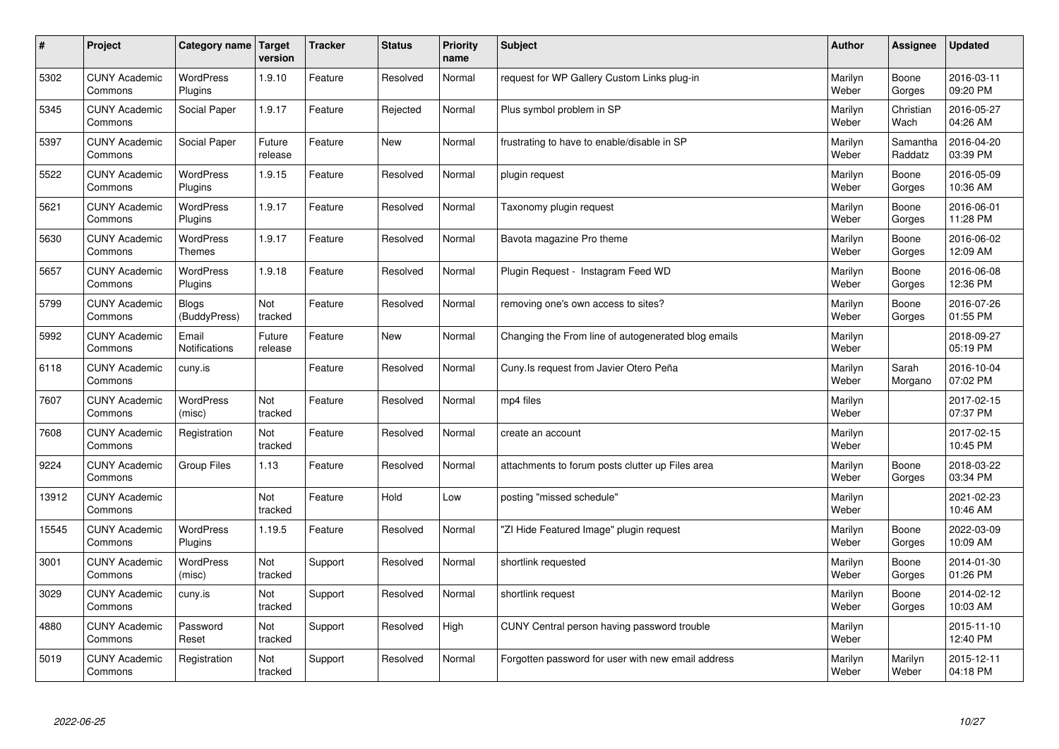| # | Project | Category name | Target version | Tracker | Status | Priority name | Subject | Author | Assignee | Updated |
|---|---|---|---|---|---|---|---|---|---|---|
| 5302 | CUNY Academic Commons | WordPress Plugins | 1.9.10 | Feature | Resolved | Normal | request for WP Gallery Custom Links plug-in | Marilyn Weber | Boone Gorges | 2016-03-11 09:20 PM |
| 5345 | CUNY Academic Commons | Social Paper | 1.9.17 | Feature | Rejected | Normal | Plus symbol problem in SP | Marilyn Weber | Christian Wach | 2016-05-27 04:26 AM |
| 5397 | CUNY Academic Commons | Social Paper | Future release | Feature | New | Normal | frustrating to have to enable/disable in SP | Marilyn Weber | Samantha Raddatz | 2016-04-20 03:39 PM |
| 5522 | CUNY Academic Commons | WordPress Plugins | 1.9.15 | Feature | Resolved | Normal | plugin request | Marilyn Weber | Boone Gorges | 2016-05-09 10:36 AM |
| 5621 | CUNY Academic Commons | WordPress Plugins | 1.9.17 | Feature | Resolved | Normal | Taxonomy plugin request | Marilyn Weber | Boone Gorges | 2016-06-01 11:28 PM |
| 5630 | CUNY Academic Commons | WordPress Themes | 1.9.17 | Feature | Resolved | Normal | Bavota magazine Pro theme | Marilyn Weber | Boone Gorges | 2016-06-02 12:09 AM |
| 5657 | CUNY Academic Commons | WordPress Plugins | 1.9.18 | Feature | Resolved | Normal | Plugin Request - Instagram Feed WD | Marilyn Weber | Boone Gorges | 2016-06-08 12:36 PM |
| 5799 | CUNY Academic Commons | Blogs (BuddyPress) | Not tracked | Feature | Resolved | Normal | removing one's own access to sites? | Marilyn Weber | Boone Gorges | 2016-07-26 01:55 PM |
| 5992 | CUNY Academic Commons | Email Notifications | Future release | Feature | New | Normal | Changing the From line of autogenerated blog emails | Marilyn Weber | | 2018-09-27 05:19 PM |
| 6118 | CUNY Academic Commons | cuny.is | | Feature | Resolved | Normal | Cuny.Is request from Javier Otero Peña | Marilyn Weber | Sarah Morgano | 2016-10-04 07:02 PM |
| 7607 | CUNY Academic Commons | WordPress (misc) | Not tracked | Feature | Resolved | Normal | mp4 files | Marilyn Weber | | 2017-02-15 07:37 PM |
| 7608 | CUNY Academic Commons | Registration | Not tracked | Feature | Resolved | Normal | create an account | Marilyn Weber | | 2017-02-15 10:45 PM |
| 9224 | CUNY Academic Commons | Group Files | 1.13 | Feature | Resolved | Normal | attachments to forum posts clutter up Files area | Marilyn Weber | Boone Gorges | 2018-03-22 03:34 PM |
| 13912 | CUNY Academic Commons | | Not tracked | Feature | Hold | Low | posting "missed schedule" | Marilyn Weber | | 2021-02-23 10:46 AM |
| 15545 | CUNY Academic Commons | WordPress Plugins | 1.19.5 | Feature | Resolved | Normal | "ZI Hide Featured Image" plugin request | Marilyn Weber | Boone Gorges | 2022-03-09 10:09 AM |
| 3001 | CUNY Academic Commons | WordPress (misc) | Not tracked | Support | Resolved | Normal | shortlink requested | Marilyn Weber | Boone Gorges | 2014-01-30 01:26 PM |
| 3029 | CUNY Academic Commons | cuny.is | Not tracked | Support | Resolved | Normal | shortlink request | Marilyn Weber | Boone Gorges | 2014-02-12 10:03 AM |
| 4880 | CUNY Academic Commons | Password Reset | Not tracked | Support | Resolved | High | CUNY Central person having password trouble | Marilyn Weber | | 2015-11-10 12:40 PM |
| 5019 | CUNY Academic Commons | Registration | Not tracked | Support | Resolved | Normal | Forgotten password for user with new email address | Marilyn Weber | Marilyn Weber | 2015-12-11 04:18 PM |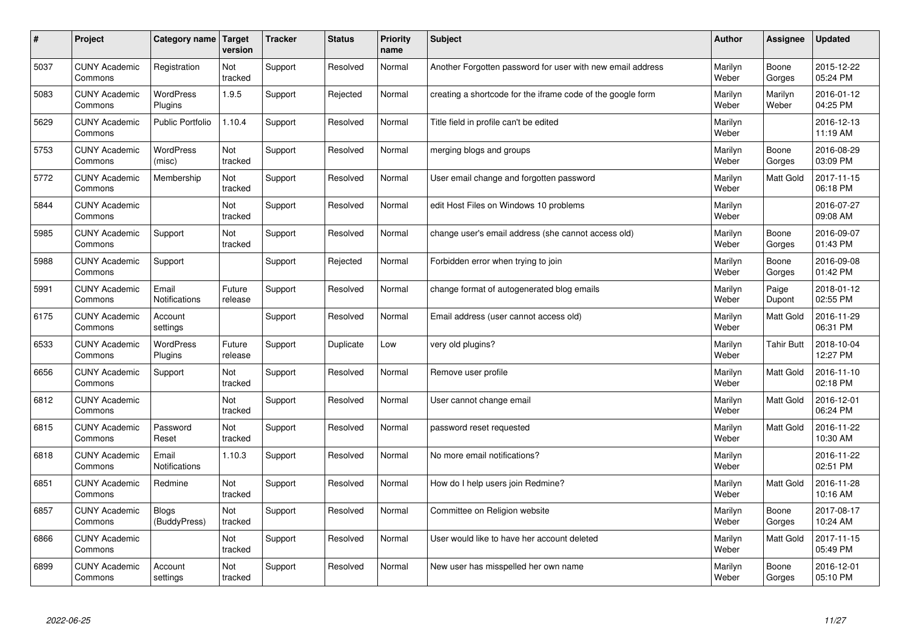| # | Project | Category name | Target version | Tracker | Status | Priority name | Subject | Author | Assignee | Updated |
|---|---|---|---|---|---|---|---|---|---|---|
| 5037 | CUNY Academic Commons | Registration | Not tracked | Support | Resolved | Normal | Another Forgotten password for user with new email address | Marilyn Weber | Boone Gorges | 2015-12-22 05:24 PM |
| 5083 | CUNY Academic Commons | WordPress Plugins | 1.9.5 | Support | Rejected | Normal | creating a shortcode for the iframe code of the google form | Marilyn Weber | Marilyn Weber | 2016-01-12 04:25 PM |
| 5629 | CUNY Academic Commons | Public Portfolio | 1.10.4 | Support | Resolved | Normal | Title field in profile can't be edited | Marilyn Weber | | 2016-12-13 11:19 AM |
| 5753 | CUNY Academic Commons | WordPress (misc) | Not tracked | Support | Resolved | Normal | merging blogs and groups | Marilyn Weber | Boone Gorges | 2016-08-29 03:09 PM |
| 5772 | CUNY Academic Commons | Membership | Not tracked | Support | Resolved | Normal | User email change and forgotten password | Marilyn Weber | Matt Gold | 2017-11-15 06:18 PM |
| 5844 | CUNY Academic Commons | | Not tracked | Support | Resolved | Normal | edit Host Files on Windows 10 problems | Marilyn Weber | | 2016-07-27 09:08 AM |
| 5985 | CUNY Academic Commons | Support | Not tracked | Support | Resolved | Normal | change user's email address (she cannot access old) | Marilyn Weber | Boone Gorges | 2016-09-07 01:43 PM |
| 5988 | CUNY Academic Commons | Support | | Support | Rejected | Normal | Forbidden error when trying to join | Marilyn Weber | Boone Gorges | 2016-09-08 01:42 PM |
| 5991 | CUNY Academic Commons | Email Notifications | Future release | Support | Resolved | Normal | change format of autogenerated blog emails | Marilyn Weber | Paige Dupont | 2018-01-12 02:55 PM |
| 6175 | CUNY Academic Commons | Account settings | | Support | Resolved | Normal | Email address (user cannot access old) | Marilyn Weber | Matt Gold | 2016-11-29 06:31 PM |
| 6533 | CUNY Academic Commons | WordPress Plugins | Future release | Support | Duplicate | Low | very old plugins? | Marilyn Weber | Tahir Butt | 2018-10-04 12:27 PM |
| 6656 | CUNY Academic Commons | Support | Not tracked | Support | Resolved | Normal | Remove user profile | Marilyn Weber | Matt Gold | 2016-11-10 02:18 PM |
| 6812 | CUNY Academic Commons | | Not tracked | Support | Resolved | Normal | User cannot change email | Marilyn Weber | Matt Gold | 2016-12-01 06:24 PM |
| 6815 | CUNY Academic Commons | Password Reset | Not tracked | Support | Resolved | Normal | password reset requested | Marilyn Weber | Matt Gold | 2016-11-22 10:30 AM |
| 6818 | CUNY Academic Commons | Email Notifications | 1.10.3 | Support | Resolved | Normal | No more email notifications? | Marilyn Weber | | 2016-11-22 02:51 PM |
| 6851 | CUNY Academic Commons | Redmine | Not tracked | Support | Resolved | Normal | How do I help users join Redmine? | Marilyn Weber | Matt Gold | 2016-11-28 10:16 AM |
| 6857 | CUNY Academic Commons | Blogs (BuddyPress) | Not tracked | Support | Resolved | Normal | Committee on Religion website | Marilyn Weber | Boone Gorges | 2017-08-17 10:24 AM |
| 6866 | CUNY Academic Commons | | Not tracked | Support | Resolved | Normal | User would like to have her account deleted | Marilyn Weber | Matt Gold | 2017-11-15 05:49 PM |
| 6899 | CUNY Academic Commons | Account settings | Not tracked | Support | Resolved | Normal | New user has misspelled her own name | Marilyn Weber | Boone Gorges | 2016-12-01 05:10 PM |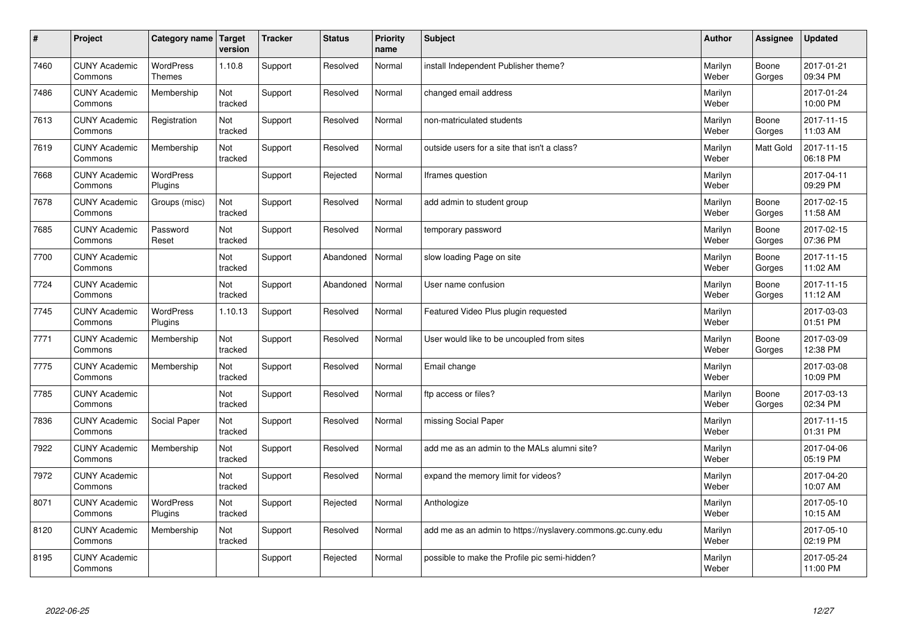| # | Project | Category name | Target version | Tracker | Status | Priority name | Subject | Author | Assignee | Updated |
|---|---|---|---|---|---|---|---|---|---|---|
| 7460 | CUNY Academic Commons | WordPress Themes | 1.10.8 | Support | Resolved | Normal | install Independent Publisher theme? | Marilyn Weber | Boone Gorges | 2017-01-21 09:34 PM |
| 7486 | CUNY Academic Commons | Membership | Not tracked | Support | Resolved | Normal | changed email address | Marilyn Weber | | 2017-01-24 10:00 PM |
| 7613 | CUNY Academic Commons | Registration | Not tracked | Support | Resolved | Normal | non-matriculated students | Marilyn Weber | Boone Gorges | 2017-11-15 11:03 AM |
| 7619 | CUNY Academic Commons | Membership | Not tracked | Support | Resolved | Normal | outside users for a site that isn't a class? | Marilyn Weber | Matt Gold | 2017-11-15 06:18 PM |
| 7668 | CUNY Academic Commons | WordPress Plugins | | Support | Rejected | Normal | Iframes question | Marilyn Weber | | 2017-04-11 09:29 PM |
| 7678 | CUNY Academic Commons | Groups (misc) | Not tracked | Support | Resolved | Normal | add admin to student group | Marilyn Weber | Boone Gorges | 2017-02-15 11:58 AM |
| 7685 | CUNY Academic Commons | Password Reset | Not tracked | Support | Resolved | Normal | temporary password | Marilyn Weber | Boone Gorges | 2017-02-15 07:36 PM |
| 7700 | CUNY Academic Commons | | Not tracked | Support | Abandoned | Normal | slow loading Page on site | Marilyn Weber | Boone Gorges | 2017-11-15 11:02 AM |
| 7724 | CUNY Academic Commons | | Not tracked | Support | Abandoned | Normal | User name confusion | Marilyn Weber | Boone Gorges | 2017-11-15 11:12 AM |
| 7745 | CUNY Academic Commons | WordPress Plugins | 1.10.13 | Support | Resolved | Normal | Featured Video Plus plugin requested | Marilyn Weber | | 2017-03-03 01:51 PM |
| 7771 | CUNY Academic Commons | Membership | Not tracked | Support | Resolved | Normal | User would like to be uncoupled from sites | Marilyn Weber | Boone Gorges | 2017-03-09 12:38 PM |
| 7775 | CUNY Academic Commons | Membership | Not tracked | Support | Resolved | Normal | Email change | Marilyn Weber | | 2017-03-08 10:09 PM |
| 7785 | CUNY Academic Commons | | Not tracked | Support | Resolved | Normal | ftp access or files? | Marilyn Weber | Boone Gorges | 2017-03-13 02:34 PM |
| 7836 | CUNY Academic Commons | Social Paper | Not tracked | Support | Resolved | Normal | missing Social Paper | Marilyn Weber | | 2017-11-15 01:31 PM |
| 7922 | CUNY Academic Commons | Membership | Not tracked | Support | Resolved | Normal | add me as an admin to the MALs alumni site? | Marilyn Weber | | 2017-04-06 05:19 PM |
| 7972 | CUNY Academic Commons | | Not tracked | Support | Resolved | Normal | expand the memory limit for videos? | Marilyn Weber | | 2017-04-20 10:07 AM |
| 8071 | CUNY Academic Commons | WordPress Plugins | Not tracked | Support | Rejected | Normal | Anthologize | Marilyn Weber | | 2017-05-10 10:15 AM |
| 8120 | CUNY Academic Commons | Membership | Not tracked | Support | Resolved | Normal | add me as an admin to https://nyslavery.commons.gc.cuny.edu | Marilyn Weber | | 2017-05-10 02:19 PM |
| 8195 | CUNY Academic Commons | | | Support | Rejected | Normal | possible to make the Profile pic semi-hidden? | Marilyn Weber | | 2017-05-24 11:00 PM |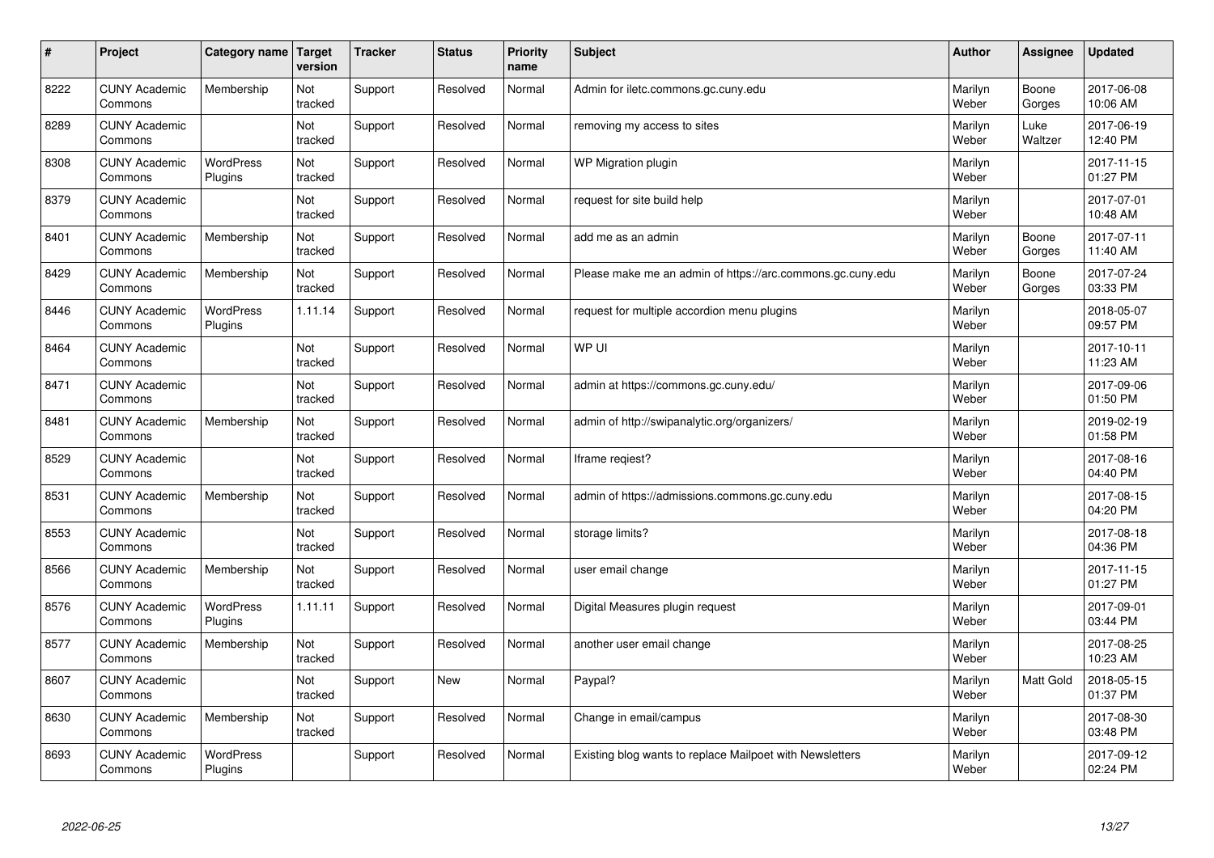| # | Project | Category name | Target version | Tracker | Status | Priority name | Subject | Author | Assignee | Updated |
|---|---|---|---|---|---|---|---|---|---|---|
| 8222 | CUNY Academic Commons | Membership | Not tracked | Support | Resolved | Normal | Admin for iletc.commons.gc.cuny.edu | Marilyn Weber | Boone Gorges | 2017-06-08 10:06 AM |
| 8289 | CUNY Academic Commons | | Not tracked | Support | Resolved | Normal | removing my access to sites | Marilyn Weber | Luke Waltzer | 2017-06-19 12:40 PM |
| 8308 | CUNY Academic Commons | WordPress Plugins | Not tracked | Support | Resolved | Normal | WP Migration plugin | Marilyn Weber | | 2017-11-15 01:27 PM |
| 8379 | CUNY Academic Commons | | Not tracked | Support | Resolved | Normal | request for site build help | Marilyn Weber | | 2017-07-01 10:48 AM |
| 8401 | CUNY Academic Commons | Membership | Not tracked | Support | Resolved | Normal | add me as an admin | Marilyn Weber | Boone Gorges | 2017-07-11 11:40 AM |
| 8429 | CUNY Academic Commons | Membership | Not tracked | Support | Resolved | Normal | Please make me an admin of https://arc.commons.gc.cuny.edu | Marilyn Weber | Boone Gorges | 2017-07-24 03:33 PM |
| 8446 | CUNY Academic Commons | WordPress Plugins | 1.11.14 | Support | Resolved | Normal | request for multiple accordion menu plugins | Marilyn Weber | | 2018-05-07 09:57 PM |
| 8464 | CUNY Academic Commons | | Not tracked | Support | Resolved | Normal | WP UI | Marilyn Weber | | 2017-10-11 11:23 AM |
| 8471 | CUNY Academic Commons | | Not tracked | Support | Resolved | Normal | admin at https://commons.gc.cuny.edu/ | Marilyn Weber | | 2017-09-06 01:50 PM |
| 8481 | CUNY Academic Commons | Membership | Not tracked | Support | Resolved | Normal | admin of http://swipanalytic.org/organizers/ | Marilyn Weber | | 2019-02-19 01:58 PM |
| 8529 | CUNY Academic Commons | | Not tracked | Support | Resolved | Normal | Iframe reqiest? | Marilyn Weber | | 2017-08-16 04:40 PM |
| 8531 | CUNY Academic Commons | Membership | Not tracked | Support | Resolved | Normal | admin of https://admissions.commons.gc.cuny.edu | Marilyn Weber | | 2017-08-15 04:20 PM |
| 8553 | CUNY Academic Commons | | Not tracked | Support | Resolved | Normal | storage limits? | Marilyn Weber | | 2017-08-18 04:36 PM |
| 8566 | CUNY Academic Commons | Membership | Not tracked | Support | Resolved | Normal | user email change | Marilyn Weber | | 2017-11-15 01:27 PM |
| 8576 | CUNY Academic Commons | WordPress Plugins | 1.11.11 | Support | Resolved | Normal | Digital Measures plugin request | Marilyn Weber | | 2017-09-01 03:44 PM |
| 8577 | CUNY Academic Commons | Membership | Not tracked | Support | Resolved | Normal | another user email change | Marilyn Weber | | 2017-08-25 10:23 AM |
| 8607 | CUNY Academic Commons | | Not tracked | Support | New | Normal | Paypal? | Marilyn Weber | Matt Gold | 2018-05-15 01:37 PM |
| 8630 | CUNY Academic Commons | Membership | Not tracked | Support | Resolved | Normal | Change in email/campus | Marilyn Weber | | 2017-08-30 03:48 PM |
| 8693 | CUNY Academic Commons | WordPress Plugins | | Support | Resolved | Normal | Existing blog wants to replace Mailpoet with Newsletters | Marilyn Weber | | 2017-09-12 02:24 PM |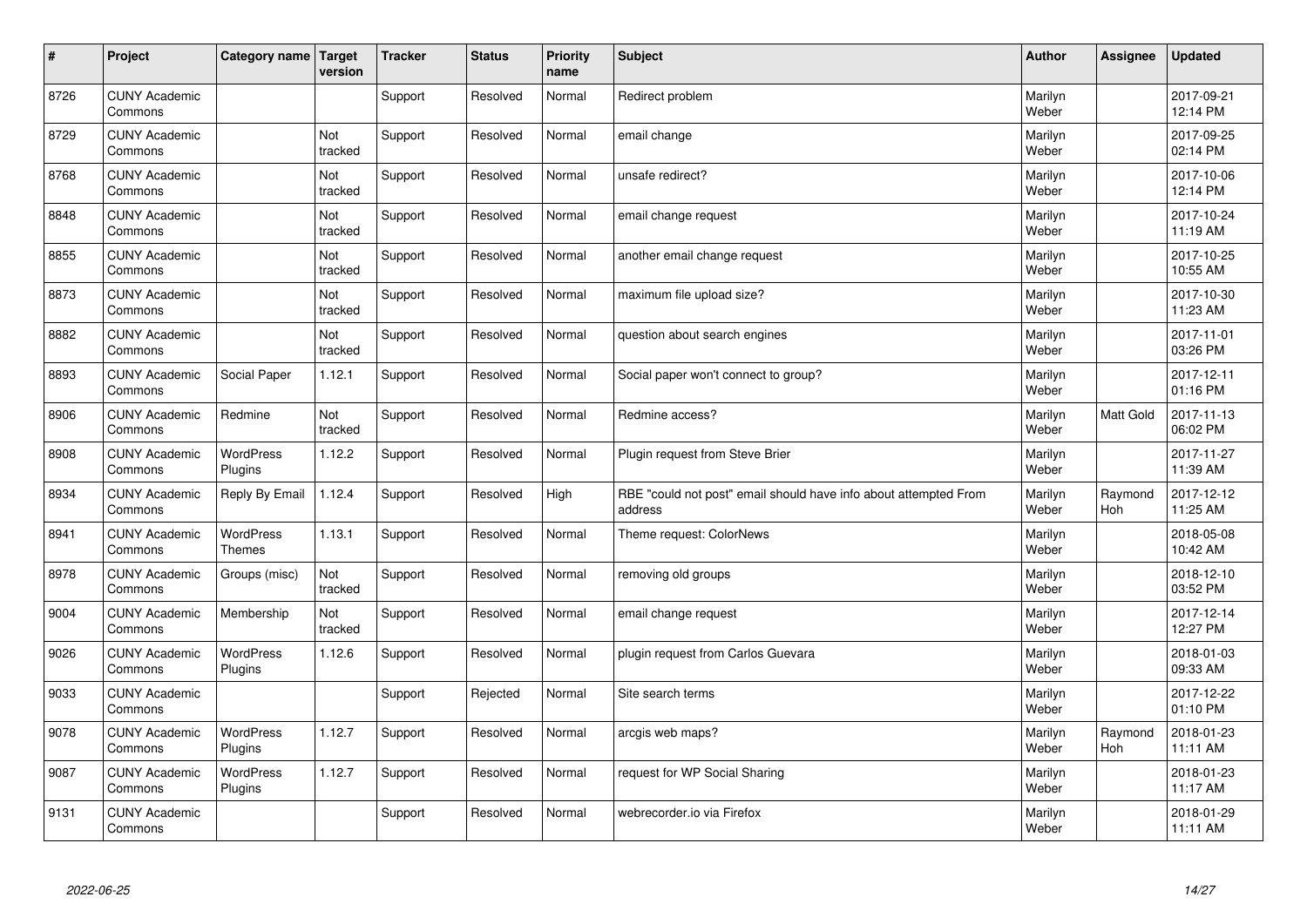| # | Project | Category name | Target version | Tracker | Status | Priority name | Subject | Author | Assignee | Updated |
|---|---|---|---|---|---|---|---|---|---|---|
| 8726 | CUNY Academic Commons | | | Support | Resolved | Normal | Redirect problem | Marilyn Weber | | 2017-09-21 12:14 PM |
| 8729 | CUNY Academic Commons | | Not tracked | Support | Resolved | Normal | email change | Marilyn Weber | | 2017-09-25 02:14 PM |
| 8768 | CUNY Academic Commons | | Not tracked | Support | Resolved | Normal | unsafe redirect? | Marilyn Weber | | 2017-10-06 12:14 PM |
| 8848 | CUNY Academic Commons | | Not tracked | Support | Resolved | Normal | email change request | Marilyn Weber | | 2017-10-24 11:19 AM |
| 8855 | CUNY Academic Commons | | Not tracked | Support | Resolved | Normal | another email change request | Marilyn Weber | | 2017-10-25 10:55 AM |
| 8873 | CUNY Academic Commons | | Not tracked | Support | Resolved | Normal | maximum file upload size? | Marilyn Weber | | 2017-10-30 11:23 AM |
| 8882 | CUNY Academic Commons | | Not tracked | Support | Resolved | Normal | question about search engines | Marilyn Weber | | 2017-11-01 03:26 PM |
| 8893 | CUNY Academic Commons | Social Paper | 1.12.1 | Support | Resolved | Normal | Social paper won't connect to group? | Marilyn Weber | | 2017-12-11 01:16 PM |
| 8906 | CUNY Academic Commons | Redmine | Not tracked | Support | Resolved | Normal | Redmine access? | Marilyn Weber | Matt Gold | 2017-11-13 06:02 PM |
| 8908 | CUNY Academic Commons | WordPress Plugins | 1.12.2 | Support | Resolved | Normal | Plugin request from Steve Brier | Marilyn Weber | | 2017-11-27 11:39 AM |
| 8934 | CUNY Academic Commons | Reply By Email | 1.12.4 | Support | Resolved | High | RBE "could not post" email should have info about attempted From address | Marilyn Weber | Raymond Hoh | 2017-12-12 11:25 AM |
| 8941 | CUNY Academic Commons | WordPress Themes | 1.13.1 | Support | Resolved | Normal | Theme request: ColorNews | Marilyn Weber | | 2018-05-08 10:42 AM |
| 8978 | CUNY Academic Commons | Groups (misc) | Not tracked | Support | Resolved | Normal | removing old groups | Marilyn Weber | | 2018-12-10 03:52 PM |
| 9004 | CUNY Academic Commons | Membership | Not tracked | Support | Resolved | Normal | email change request | Marilyn Weber | | 2017-12-14 12:27 PM |
| 9026 | CUNY Academic Commons | WordPress Plugins | 1.12.6 | Support | Resolved | Normal | plugin request from Carlos Guevara | Marilyn Weber | | 2018-01-03 09:33 AM |
| 9033 | CUNY Academic Commons | | | Support | Rejected | Normal | Site search terms | Marilyn Weber | | 2017-12-22 01:10 PM |
| 9078 | CUNY Academic Commons | WordPress Plugins | 1.12.7 | Support | Resolved | Normal | arcgis web maps? | Marilyn Weber | Raymond Hoh | 2018-01-23 11:11 AM |
| 9087 | CUNY Academic Commons | WordPress Plugins | 1.12.7 | Support | Resolved | Normal | request for WP Social Sharing | Marilyn Weber | | 2018-01-23 11:17 AM |
| 9131 | CUNY Academic Commons | | | Support | Resolved | Normal | webrecorder.io via Firefox | Marilyn Weber | | 2018-01-29 11:11 AM |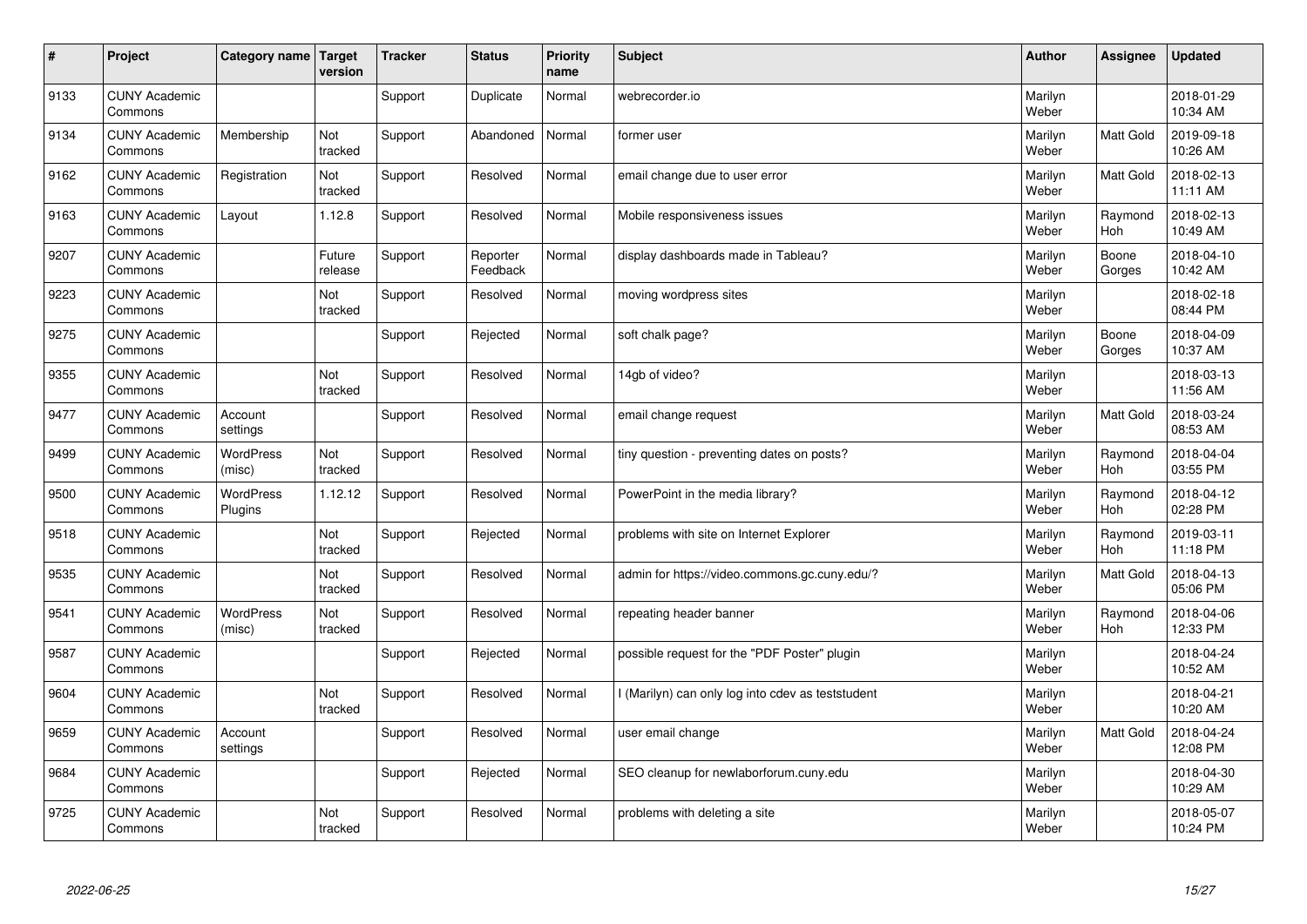| # | Project | Category name | Target version | Tracker | Status | Priority name | Subject | Author | Assignee | Updated |
|---|---|---|---|---|---|---|---|---|---|---|
| 9133 | CUNY Academic Commons | | | Support | Duplicate | Normal | webrecorder.io | Marilyn Weber | | 2018-01-29 10:34 AM |
| 9134 | CUNY Academic Commons | Membership | Not tracked | Support | Abandoned | Normal | former user | Marilyn Weber | Matt Gold | 2019-09-18 10:26 AM |
| 9162 | CUNY Academic Commons | Registration | Not tracked | Support | Resolved | Normal | email change due to user error | Marilyn Weber | Matt Gold | 2018-02-13 11:11 AM |
| 9163 | CUNY Academic Commons | Layout | 1.12.8 | Support | Resolved | Normal | Mobile responsiveness issues | Marilyn Weber | Raymond Hoh | 2018-02-13 10:49 AM |
| 9207 | CUNY Academic Commons | | Future release | Support | Reporter Feedback | Normal | display dashboards made in Tableau? | Marilyn Weber | Boone Gorges | 2018-04-10 10:42 AM |
| 9223 | CUNY Academic Commons | | Not tracked | Support | Resolved | Normal | moving wordpress sites | Marilyn Weber | | 2018-02-18 08:44 PM |
| 9275 | CUNY Academic Commons | | | Support | Rejected | Normal | soft chalk page? | Marilyn Weber | Boone Gorges | 2018-04-09 10:37 AM |
| 9355 | CUNY Academic Commons | | Not tracked | Support | Resolved | Normal | 14gb of video? | Marilyn Weber | | 2018-03-13 11:56 AM |
| 9477 | CUNY Academic Commons | Account settings | | Support | Resolved | Normal | email change request | Marilyn Weber | Matt Gold | 2018-03-24 08:53 AM |
| 9499 | CUNY Academic Commons | WordPress (misc) | Not tracked | Support | Resolved | Normal | tiny question - preventing dates on posts? | Marilyn Weber | Raymond Hoh | 2018-04-04 03:55 PM |
| 9500 | CUNY Academic Commons | WordPress Plugins | 1.12.12 | Support | Resolved | Normal | PowerPoint in the media library? | Marilyn Weber | Raymond Hoh | 2018-04-12 02:28 PM |
| 9518 | CUNY Academic Commons | | Not tracked | Support | Rejected | Normal | problems with site on Internet Explorer | Marilyn Weber | Raymond Hoh | 2019-03-11 11:18 PM |
| 9535 | CUNY Academic Commons | | Not tracked | Support | Resolved | Normal | admin for https://video.commons.gc.cuny.edu/? | Marilyn Weber | Matt Gold | 2018-04-13 05:06 PM |
| 9541 | CUNY Academic Commons | WordPress (misc) | Not tracked | Support | Resolved | Normal | repeating header banner | Marilyn Weber | Raymond Hoh | 2018-04-06 12:33 PM |
| 9587 | CUNY Academic Commons | | | Support | Rejected | Normal | possible request for the "PDF Poster" plugin | Marilyn Weber | | 2018-04-24 10:52 AM |
| 9604 | CUNY Academic Commons | | Not tracked | Support | Resolved | Normal | I (Marilyn) can only log into cdev as teststudent | Marilyn Weber | | 2018-04-21 10:20 AM |
| 9659 | CUNY Academic Commons | Account settings | | Support | Resolved | Normal | user email change | Marilyn Weber | Matt Gold | 2018-04-24 12:08 PM |
| 9684 | CUNY Academic Commons | | | Support | Rejected | Normal | SEO cleanup for newlaborforum.cuny.edu | Marilyn Weber | | 2018-04-30 10:29 AM |
| 9725 | CUNY Academic Commons | | Not tracked | Support | Resolved | Normal | problems with deleting a site | Marilyn Weber | | 2018-05-07 10:24 PM |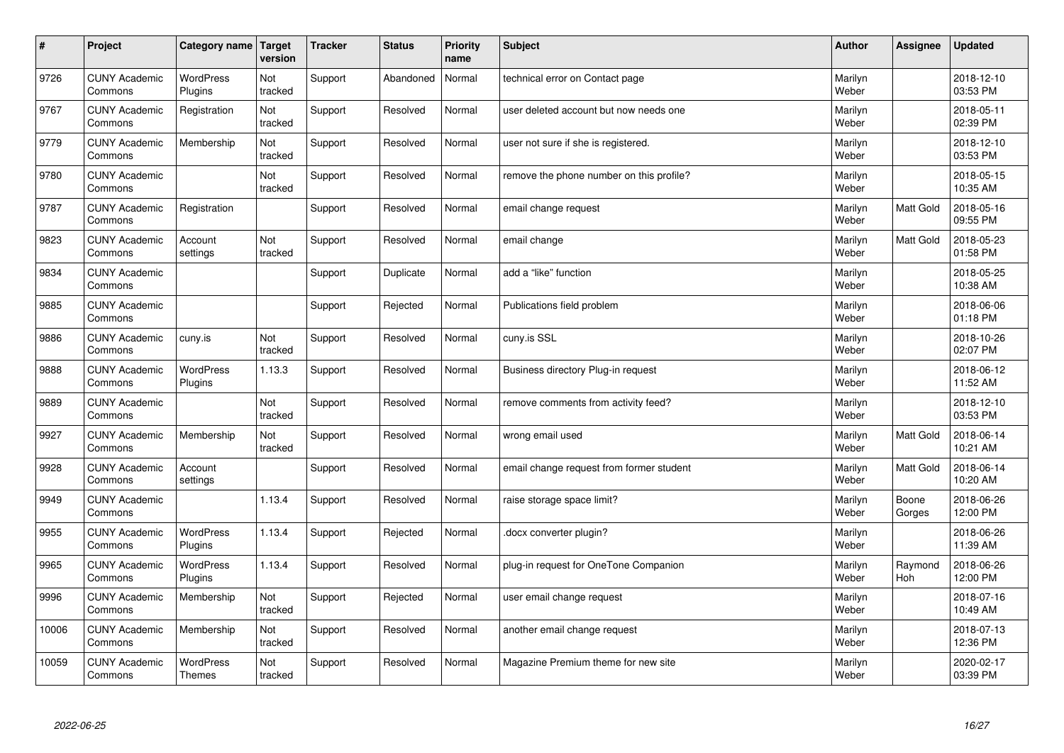| # | Project | Category name | Target version | Tracker | Status | Priority name | Subject | Author | Assignee | Updated |
|---|---|---|---|---|---|---|---|---|---|---|
| 9726 | CUNY Academic Commons | WordPress Plugins | Not tracked | Support | Abandoned | Normal | technical error on Contact page | Marilyn Weber | | 2018-12-10 03:53 PM |
| 9767 | CUNY Academic Commons | Registration | Not tracked | Support | Resolved | Normal | user deleted account but now needs one | Marilyn Weber | | 2018-05-11 02:39 PM |
| 9779 | CUNY Academic Commons | Membership | Not tracked | Support | Resolved | Normal | user not sure if she is registered. | Marilyn Weber | | 2018-12-10 03:53 PM |
| 9780 | CUNY Academic Commons | | Not tracked | Support | Resolved | Normal | remove the phone number on this profile? | Marilyn Weber | | 2018-05-15 10:35 AM |
| 9787 | CUNY Academic Commons | Registration | | Support | Resolved | Normal | email change request | Marilyn Weber | Matt Gold | 2018-05-16 09:55 PM |
| 9823 | CUNY Academic Commons | Account settings | Not tracked | Support | Resolved | Normal | email change | Marilyn Weber | Matt Gold | 2018-05-23 01:58 PM |
| 9834 | CUNY Academic Commons | | | Support | Duplicate | Normal | add a "like" function | Marilyn Weber | | 2018-05-25 10:38 AM |
| 9885 | CUNY Academic Commons | | | Support | Rejected | Normal | Publications field problem | Marilyn Weber | | 2018-06-06 01:18 PM |
| 9886 | CUNY Academic Commons | cuny.is | Not tracked | Support | Resolved | Normal | cuny.is SSL | Marilyn Weber | | 2018-10-26 02:07 PM |
| 9888 | CUNY Academic Commons | WordPress Plugins | 1.13.3 | Support | Resolved | Normal | Business directory Plug-in request | Marilyn Weber | | 2018-06-12 11:52 AM |
| 9889 | CUNY Academic Commons | | Not tracked | Support | Resolved | Normal | remove comments from activity feed? | Marilyn Weber | | 2018-12-10 03:53 PM |
| 9927 | CUNY Academic Commons | Membership | Not tracked | Support | Resolved | Normal | wrong email used | Marilyn Weber | Matt Gold | 2018-06-14 10:21 AM |
| 9928 | CUNY Academic Commons | Account settings | | Support | Resolved | Normal | email change request from former student | Marilyn Weber | Matt Gold | 2018-06-14 10:20 AM |
| 9949 | CUNY Academic Commons | | 1.13.4 | Support | Resolved | Normal | raise storage space limit? | Marilyn Weber | Boone Gorges | 2018-06-26 12:00 PM |
| 9955 | CUNY Academic Commons | WordPress Plugins | 1.13.4 | Support | Rejected | Normal | .docx converter plugin? | Marilyn Weber | | 2018-06-26 11:39 AM |
| 9965 | CUNY Academic Commons | WordPress Plugins | 1.13.4 | Support | Resolved | Normal | plug-in request for OneTone Companion | Marilyn Weber | Raymond Hoh | 2018-06-26 12:00 PM |
| 9996 | CUNY Academic Commons | Membership | Not tracked | Support | Rejected | Normal | user email change request | Marilyn Weber | | 2018-07-16 10:49 AM |
| 10006 | CUNY Academic Commons | Membership | Not tracked | Support | Resolved | Normal | another email change request | Marilyn Weber | | 2018-07-13 12:36 PM |
| 10059 | CUNY Academic Commons | WordPress Themes | Not tracked | Support | Resolved | Normal | Magazine Premium theme for new site | Marilyn Weber | | 2020-02-17 03:39 PM |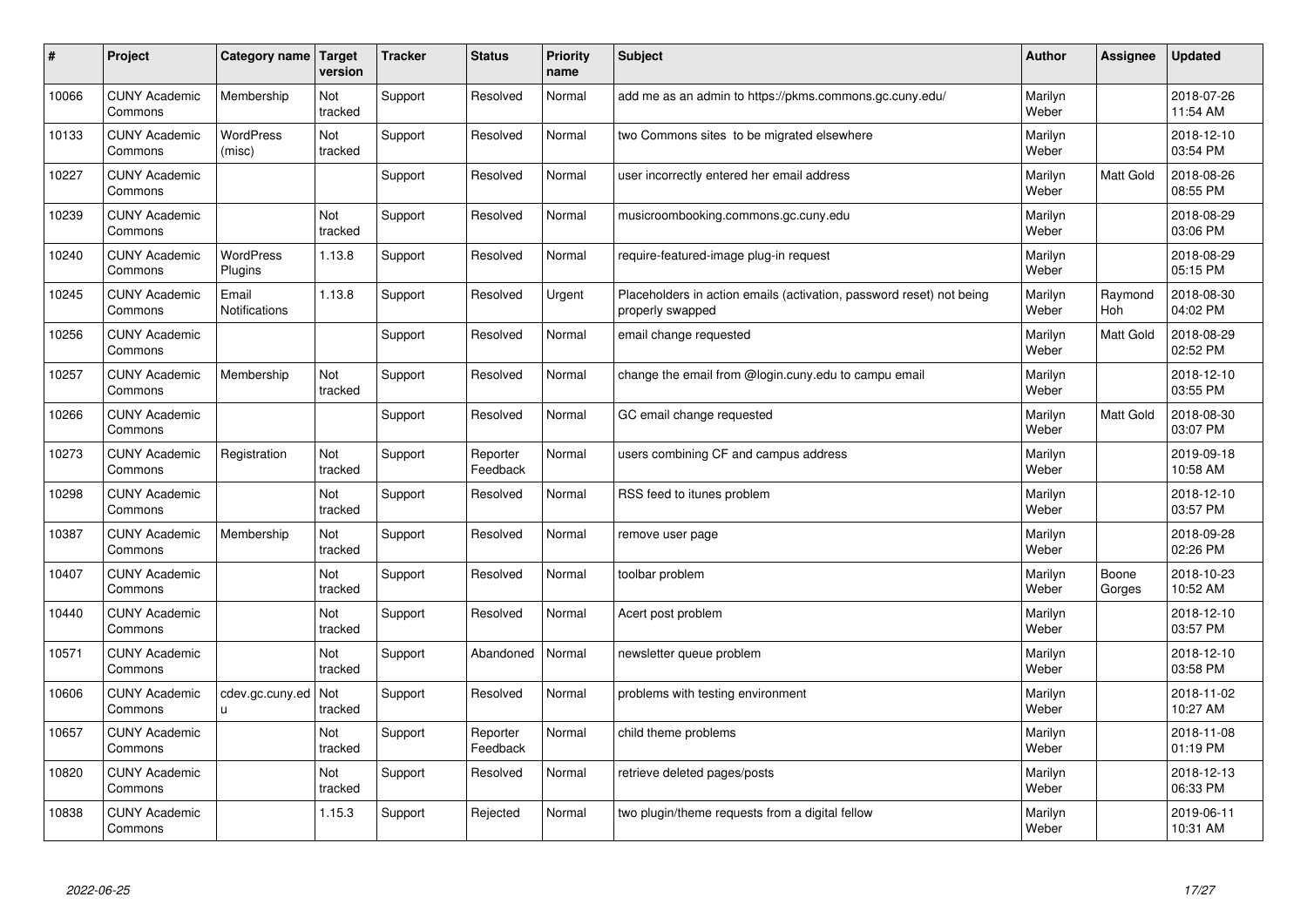| # | Project | Category name | Target version | Tracker | Status | Priority name | Subject | Author | Assignee | Updated |
|---|---|---|---|---|---|---|---|---|---|---|
| 10066 | CUNY Academic Commons | Membership | Not tracked | Support | Resolved | Normal | add me as an admin to https://pkms.commons.gc.cuny.edu/ | Marilyn Weber | | 2018-07-26 11:54 AM |
| 10133 | CUNY Academic Commons | WordPress (misc) | Not tracked | Support | Resolved | Normal | two Commons sites to be migrated elsewhere | Marilyn Weber | | 2018-12-10 03:54 PM |
| 10227 | CUNY Academic Commons | | | Support | Resolved | Normal | user incorrectly entered her email address | Marilyn Weber | Matt Gold | 2018-08-26 08:55 PM |
| 10239 | CUNY Academic Commons | | Not tracked | Support | Resolved | Normal | musicroombooking.commons.gc.cuny.edu | Marilyn Weber | | 2018-08-29 03:06 PM |
| 10240 | CUNY Academic Commons | WordPress Plugins | 1.13.8 | Support | Resolved | Normal | require-featured-image plug-in request | Marilyn Weber | | 2018-08-29 05:15 PM |
| 10245 | CUNY Academic Commons | Email Notifications | 1.13.8 | Support | Resolved | Urgent | Placeholders in action emails (activation, password reset) not being properly swapped | Marilyn Weber | Raymond Hoh | 2018-08-30 04:02 PM |
| 10256 | CUNY Academic Commons | | | Support | Resolved | Normal | email change requested | Marilyn Weber | Matt Gold | 2018-08-29 02:52 PM |
| 10257 | CUNY Academic Commons | Membership | Not tracked | Support | Resolved | Normal | change the email from @login.cuny.edu to campu email | Marilyn Weber | | 2018-12-10 03:55 PM |
| 10266 | CUNY Academic Commons | | | Support | Resolved | Normal | GC email change requested | Marilyn Weber | Matt Gold | 2018-08-30 03:07 PM |
| 10273 | CUNY Academic Commons | Registration | Not tracked | Support | Reporter Feedback | Normal | users combining CF and campus address | Marilyn Weber | | 2019-09-18 10:58 AM |
| 10298 | CUNY Academic Commons | | Not tracked | Support | Resolved | Normal | RSS feed to itunes problem | Marilyn Weber | | 2018-12-10 03:57 PM |
| 10387 | CUNY Academic Commons | Membership | Not tracked | Support | Resolved | Normal | remove user page | Marilyn Weber | | 2018-09-28 02:26 PM |
| 10407 | CUNY Academic Commons | | Not tracked | Support | Resolved | Normal | toolbar problem | Marilyn Weber | Boone Gorges | 2018-10-23 10:52 AM |
| 10440 | CUNY Academic Commons | | Not tracked | Support | Resolved | Normal | Acert post problem | Marilyn Weber | | 2018-12-10 03:57 PM |
| 10571 | CUNY Academic Commons | | Not tracked | Support | Abandoned | Normal | newsletter queue problem | Marilyn Weber | | 2018-12-10 03:58 PM |
| 10606 | CUNY Academic Commons | cdev.gc.cuny.edu | Not tracked | Support | Resolved | Normal | problems with testing environment | Marilyn Weber | | 2018-11-02 10:27 AM |
| 10657 | CUNY Academic Commons | | Not tracked | Support | Reporter Feedback | Normal | child theme problems | Marilyn Weber | | 2018-11-08 01:19 PM |
| 10820 | CUNY Academic Commons | | Not tracked | Support | Resolved | Normal | retrieve deleted pages/posts | Marilyn Weber | | 2018-12-13 06:33 PM |
| 10838 | CUNY Academic Commons | | 1.15.3 | Support | Rejected | Normal | two plugin/theme requests from a digital fellow | Marilyn Weber | | 2019-06-11 10:31 AM |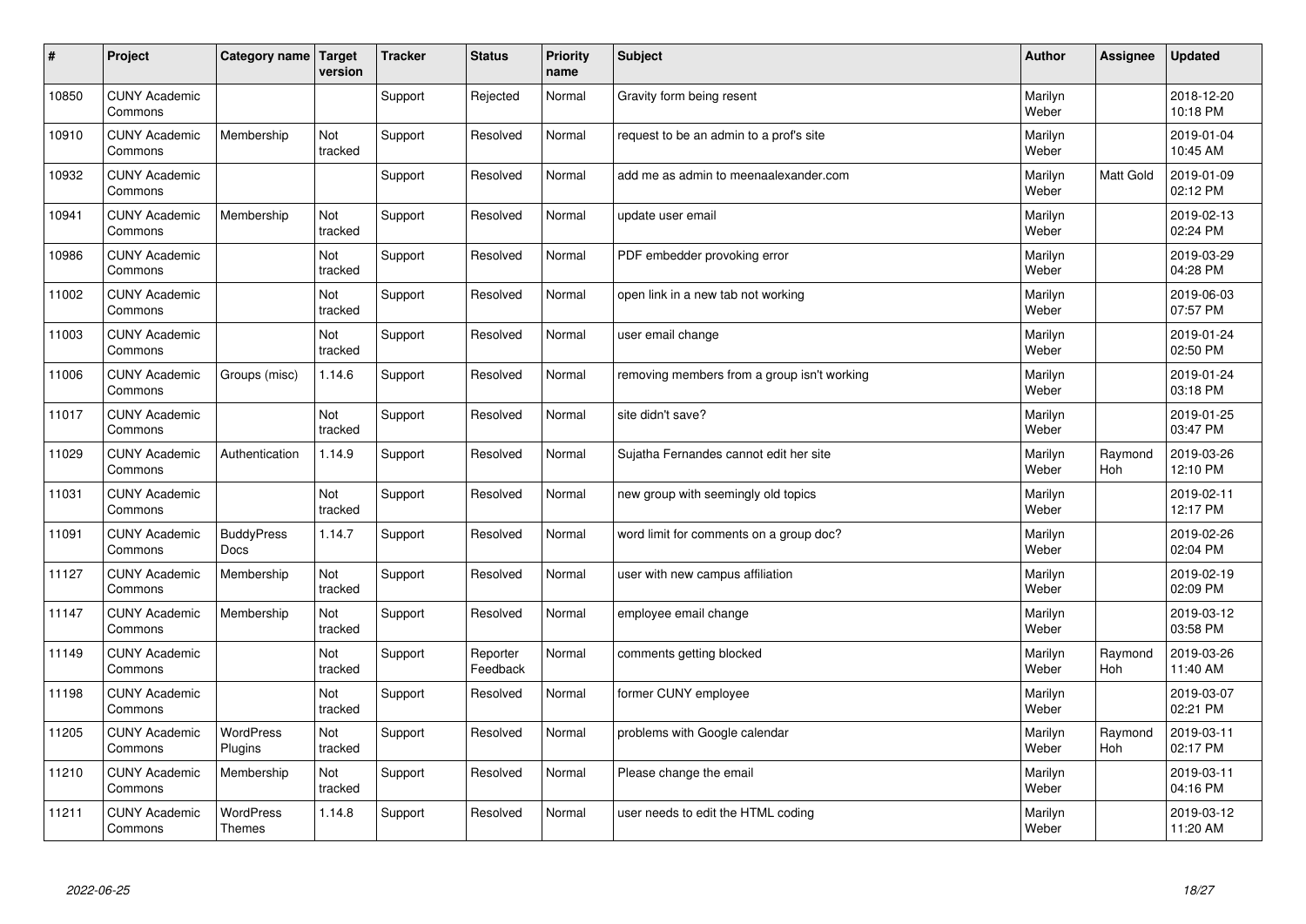| # | Project | Category name | Target version | Tracker | Status | Priority name | Subject | Author | Assignee | Updated |
|---|---|---|---|---|---|---|---|---|---|---|
| 10850 | CUNY Academic Commons | | | Support | Rejected | Normal | Gravity form being resent | Marilyn Weber | | 2018-12-20 10:18 PM |
| 10910 | CUNY Academic Commons | Membership | Not tracked | Support | Resolved | Normal | request to be an admin to a prof's site | Marilyn Weber | | 2019-01-04 10:45 AM |
| 10932 | CUNY Academic Commons | | | Support | Resolved | Normal | add me as admin to meenaalexander.com | Marilyn Weber | Matt Gold | 2019-01-09 02:12 PM |
| 10941 | CUNY Academic Commons | Membership | Not tracked | Support | Resolved | Normal | update user email | Marilyn Weber | | 2019-02-13 02:24 PM |
| 10986 | CUNY Academic Commons | | Not tracked | Support | Resolved | Normal | PDF embedder provoking error | Marilyn Weber | | 2019-03-29 04:28 PM |
| 11002 | CUNY Academic Commons | | Not tracked | Support | Resolved | Normal | open link in a new tab not working | Marilyn Weber | | 2019-06-03 07:57 PM |
| 11003 | CUNY Academic Commons | | Not tracked | Support | Resolved | Normal | user email change | Marilyn Weber | | 2019-01-24 02:50 PM |
| 11006 | CUNY Academic Commons | Groups (misc) | 1.14.6 | Support | Resolved | Normal | removing members from a group isn't working | Marilyn Weber | | 2019-01-24 03:18 PM |
| 11017 | CUNY Academic Commons | | Not tracked | Support | Resolved | Normal | site didn't save? | Marilyn Weber | | 2019-01-25 03:47 PM |
| 11029 | CUNY Academic Commons | Authentication | 1.14.9 | Support | Resolved | Normal | Sujatha Fernandes cannot edit her site | Marilyn Weber | Raymond Hoh | 2019-03-26 12:10 PM |
| 11031 | CUNY Academic Commons | | Not tracked | Support | Resolved | Normal | new group with seemingly old topics | Marilyn Weber | | 2019-02-11 12:17 PM |
| 11091 | CUNY Academic Commons | BuddyPress Docs | 1.14.7 | Support | Resolved | Normal | word limit for comments on a group doc? | Marilyn Weber | | 2019-02-26 02:04 PM |
| 11127 | CUNY Academic Commons | Membership | Not tracked | Support | Resolved | Normal | user with new campus affiliation | Marilyn Weber | | 2019-02-19 02:09 PM |
| 11147 | CUNY Academic Commons | Membership | Not tracked | Support | Resolved | Normal | employee email change | Marilyn Weber | | 2019-03-12 03:58 PM |
| 11149 | CUNY Academic Commons | | Not tracked | Support | Reporter Feedback | Normal | comments getting blocked | Marilyn Weber | Raymond Hoh | 2019-03-26 11:40 AM |
| 11198 | CUNY Academic Commons | | Not tracked | Support | Resolved | Normal | former CUNY employee | Marilyn Weber | | 2019-03-07 02:21 PM |
| 11205 | CUNY Academic Commons | WordPress Plugins | Not tracked | Support | Resolved | Normal | problems with Google calendar | Marilyn Weber | Raymond Hoh | 2019-03-11 02:17 PM |
| 11210 | CUNY Academic Commons | Membership | Not tracked | Support | Resolved | Normal | Please change the email | Marilyn Weber | | 2019-03-11 04:16 PM |
| 11211 | CUNY Academic Commons | WordPress Themes | 1.14.8 | Support | Resolved | Normal | user needs to edit the HTML coding | Marilyn Weber | | 2019-03-12 11:20 AM |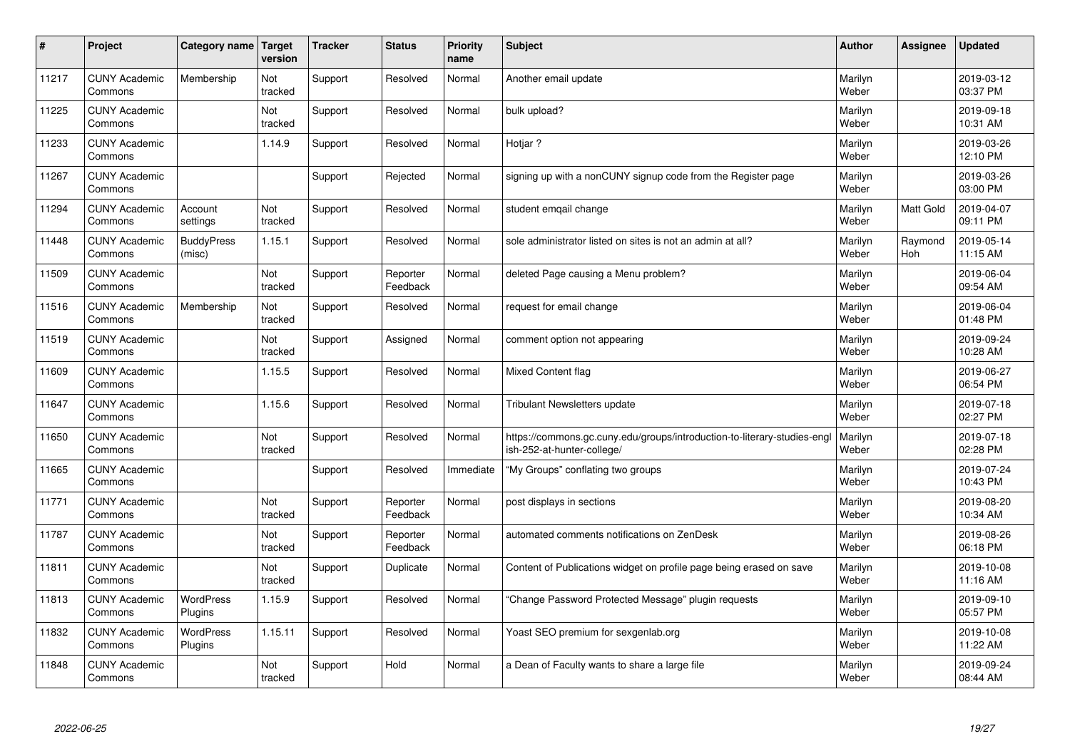| # | Project | Category name | Target version | Tracker | Status | Priority name | Subject | Author | Assignee | Updated |
|---|---|---|---|---|---|---|---|---|---|---|
| 11217 | CUNY Academic Commons | Membership | Not tracked | Support | Resolved | Normal | Another email update | Marilyn Weber | | 2019-03-12 03:37 PM |
| 11225 | CUNY Academic Commons | | Not tracked | Support | Resolved | Normal | bulk upload? | Marilyn Weber | | 2019-09-18 10:31 AM |
| 11233 | CUNY Academic Commons | | 1.14.9 | Support | Resolved | Normal | Hotjar ? | Marilyn Weber | | 2019-03-26 12:10 PM |
| 11267 | CUNY Academic Commons | | | Support | Rejected | Normal | signing up with a nonCUNY signup code from the Register page | Marilyn Weber | | 2019-03-26 03:00 PM |
| 11294 | CUNY Academic Commons | Account settings | Not tracked | Support | Resolved | Normal | student emqail change | Marilyn Weber | Matt Gold | 2019-04-07 09:11 PM |
| 11448 | CUNY Academic Commons | BuddyPress (misc) | 1.15.1 | Support | Resolved | Normal | sole administrator listed on sites is not an admin at all? | Marilyn Weber | Raymond Hoh | 2019-05-14 11:15 AM |
| 11509 | CUNY Academic Commons | | Not tracked | Support | Reporter Feedback | Normal | deleted Page causing a Menu problem? | Marilyn Weber | | 2019-06-04 09:54 AM |
| 11516 | CUNY Academic Commons | Membership | Not tracked | Support | Resolved | Normal | request for email change | Marilyn Weber | | 2019-06-04 01:48 PM |
| 11519 | CUNY Academic Commons | | Not tracked | Support | Assigned | Normal | comment option not appearing | Marilyn Weber | | 2019-09-24 10:28 AM |
| 11609 | CUNY Academic Commons | | 1.15.5 | Support | Resolved | Normal | Mixed Content flag | Marilyn Weber | | 2019-06-27 06:54 PM |
| 11647 | CUNY Academic Commons | | 1.15.6 | Support | Resolved | Normal | Tribulant Newsletters update | Marilyn Weber | | 2019-07-18 02:27 PM |
| 11650 | CUNY Academic Commons | | Not tracked | Support | Resolved | Normal | https://commons.gc.cuny.edu/groups/introduction-to-literary-studies-english-252-at-hunter-college/ | Marilyn Weber | | 2019-07-18 02:28 PM |
| 11665 | CUNY Academic Commons | | | Support | Resolved | Immediate | "My Groups" conflating two groups | Marilyn Weber | | 2019-07-24 10:43 PM |
| 11771 | CUNY Academic Commons | | Not tracked | Support | Reporter Feedback | Normal | post displays in sections | Marilyn Weber | | 2019-08-20 10:34 AM |
| 11787 | CUNY Academic Commons | | Not tracked | Support | Reporter Feedback | Normal | automated comments notifications on ZenDesk | Marilyn Weber | | 2019-08-26 06:18 PM |
| 11811 | CUNY Academic Commons | | Not tracked | Support | Duplicate | Normal | Content of Publications widget on profile page being erased on save | Marilyn Weber | | 2019-10-08 11:16 AM |
| 11813 | CUNY Academic Commons | WordPress Plugins | 1.15.9 | Support | Resolved | Normal | "Change Password Protected Message" plugin requests | Marilyn Weber | | 2019-09-10 05:57 PM |
| 11832 | CUNY Academic Commons | WordPress Plugins | 1.15.11 | Support | Resolved | Normal | Yoast SEO premium for sexgenlab.org | Marilyn Weber | | 2019-10-08 11:22 AM |
| 11848 | CUNY Academic Commons | | Not tracked | Support | Hold | Normal | a Dean of Faculty wants to share a large file | Marilyn Weber | | 2019-09-24 08:44 AM |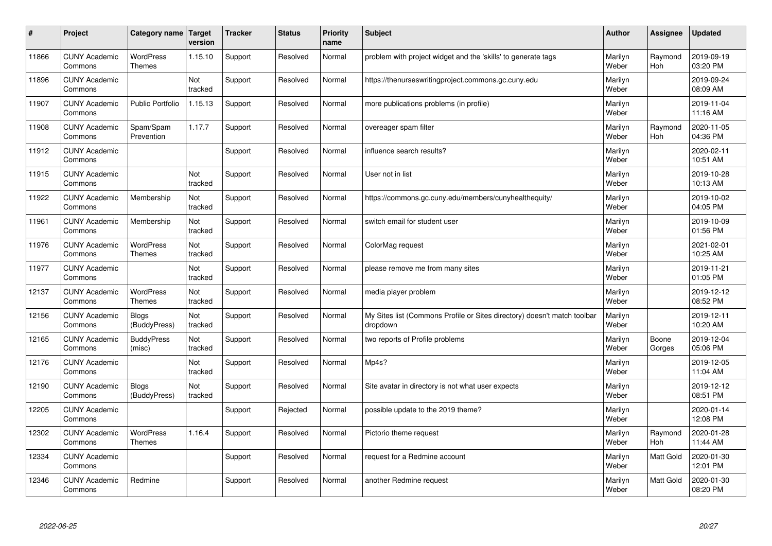| # | Project | Category name | Target version | Tracker | Status | Priority name | Subject | Author | Assignee | Updated |
|---|---|---|---|---|---|---|---|---|---|---|
| 11866 | CUNY Academic Commons | WordPress Themes | 1.15.10 | Support | Resolved | Normal | problem with project widget and the 'skills' to generate tags | Marilyn Weber | Raymond Hoh | 2019-09-19 03:20 PM |
| 11896 | CUNY Academic Commons | | Not tracked | Support | Resolved | Normal | https://thenurseswritingproject.commons.gc.cuny.edu | Marilyn Weber | | 2019-09-24 08:09 AM |
| 11907 | CUNY Academic Commons | Public Portfolio | 1.15.13 | Support | Resolved | Normal | more publications problems (in profile) | Marilyn Weber | | 2019-11-04 11:16 AM |
| 11908 | CUNY Academic Commons | Spam/Spam Prevention | 1.17.7 | Support | Resolved | Normal | overeager spam filter | Marilyn Weber | Raymond Hoh | 2020-11-05 04:36 PM |
| 11912 | CUNY Academic Commons | | | Support | Resolved | Normal | influence search results? | Marilyn Weber | | 2020-02-11 10:51 AM |
| 11915 | CUNY Academic Commons | | Not tracked | Support | Resolved | Normal | User not in list | Marilyn Weber | | 2019-10-28 10:13 AM |
| 11922 | CUNY Academic Commons | Membership | Not tracked | Support | Resolved | Normal | https://commons.gc.cuny.edu/members/cunyhealthequity/ | Marilyn Weber | | 2019-10-02 04:05 PM |
| 11961 | CUNY Academic Commons | Membership | Not tracked | Support | Resolved | Normal | switch email for student user | Marilyn Weber | | 2019-10-09 01:56 PM |
| 11976 | CUNY Academic Commons | WordPress Themes | Not tracked | Support | Resolved | Normal | ColorMag request | Marilyn Weber | | 2021-02-01 10:25 AM |
| 11977 | CUNY Academic Commons | | Not tracked | Support | Resolved | Normal | please remove me from many sites | Marilyn Weber | | 2019-11-21 01:05 PM |
| 12137 | CUNY Academic Commons | WordPress Themes | Not tracked | Support | Resolved | Normal | media player problem | Marilyn Weber | | 2019-12-12 08:52 PM |
| 12156 | CUNY Academic Commons | Blogs (BuddyPress) | Not tracked | Support | Resolved | Normal | My Sites list (Commons Profile or Sites directory) doesn't match toolbar dropdown | Marilyn Weber | | 2019-12-11 10:20 AM |
| 12165 | CUNY Academic Commons | BuddyPress (misc) | Not tracked | Support | Resolved | Normal | two reports of Profile problems | Marilyn Weber | Boone Gorges | 2019-12-04 05:06 PM |
| 12176 | CUNY Academic Commons | | Not tracked | Support | Resolved | Normal | Mp4s? | Marilyn Weber | | 2019-12-05 11:04 AM |
| 12190 | CUNY Academic Commons | Blogs (BuddyPress) | Not tracked | Support | Resolved | Normal | Site avatar in directory is not what user expects | Marilyn Weber | | 2019-12-12 08:51 PM |
| 12205 | CUNY Academic Commons | | | Support | Rejected | Normal | possible update to the 2019 theme? | Marilyn Weber | | 2020-01-14 12:08 PM |
| 12302 | CUNY Academic Commons | WordPress Themes | 1.16.4 | Support | Resolved | Normal | Pictorio theme request | Marilyn Weber | Raymond Hoh | 2020-01-28 11:44 AM |
| 12334 | CUNY Academic Commons | | | Support | Resolved | Normal | request for a Redmine account | Marilyn Weber | Matt Gold | 2020-01-30 12:01 PM |
| 12346 | CUNY Academic Commons | Redmine | | Support | Resolved | Normal | another Redmine request | Marilyn Weber | Matt Gold | 2020-01-30 08:20 PM |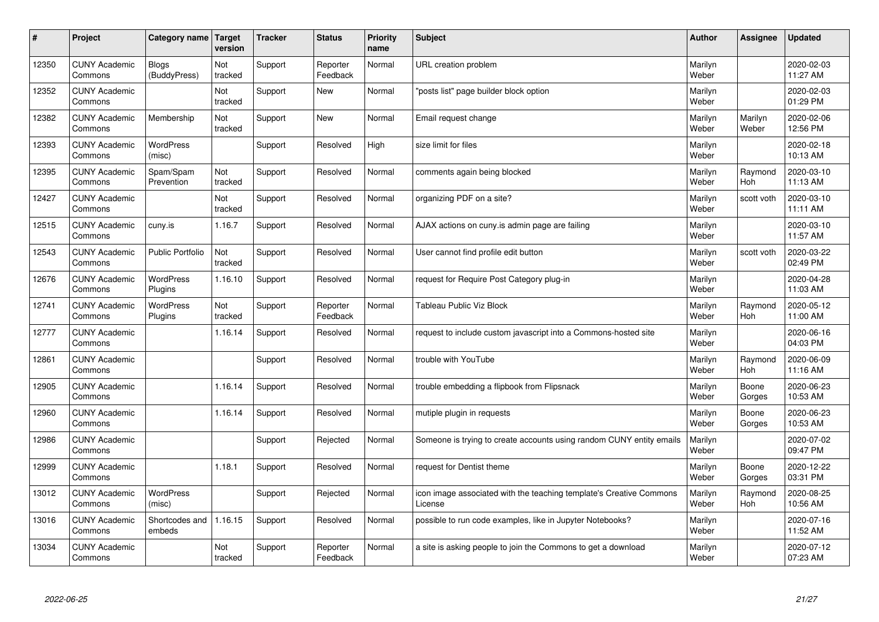| # | Project | Category name | Target version | Tracker | Status | Priority name | Subject | Author | Assignee | Updated |
|---|---|---|---|---|---|---|---|---|---|---|
| 12350 | CUNY Academic Commons | Blogs (BuddyPress) | Not tracked | Support | Reporter Feedback | Normal | URL creation problem | Marilyn Weber | | 2020-02-03 11:27 AM |
| 12352 | CUNY Academic Commons | | Not tracked | Support | New | Normal | "posts list" page builder block option | Marilyn Weber | | 2020-02-03 01:29 PM |
| 12382 | CUNY Academic Commons | Membership | Not tracked | Support | New | Normal | Email request change | Marilyn Weber | Marilyn Weber | 2020-02-06 12:56 PM |
| 12393 | CUNY Academic Commons | WordPress (misc) | | Support | Resolved | High | size limit for files | Marilyn Weber | | 2020-02-18 10:13 AM |
| 12395 | CUNY Academic Commons | Spam/Spam Prevention | Not tracked | Support | Resolved | Normal | comments again being blocked | Marilyn Weber | Raymond Hoh | 2020-03-10 11:13 AM |
| 12427 | CUNY Academic Commons | | Not tracked | Support | Resolved | Normal | organizing PDF on a site? | Marilyn Weber | scott voth | 2020-03-10 11:11 AM |
| 12515 | CUNY Academic Commons | cuny.is | 1.16.7 | Support | Resolved | Normal | AJAX actions on cuny.is admin page are failing | Marilyn Weber | | 2020-03-10 11:57 AM |
| 12543 | CUNY Academic Commons | Public Portfolio | Not tracked | Support | Resolved | Normal | User cannot find profile edit button | Marilyn Weber | scott voth | 2020-03-22 02:49 PM |
| 12676 | CUNY Academic Commons | WordPress Plugins | 1.16.10 | Support | Resolved | Normal | request for Require Post Category plug-in | Marilyn Weber | | 2020-04-28 11:03 AM |
| 12741 | CUNY Academic Commons | WordPress Plugins | Not tracked | Support | Reporter Feedback | Normal | Tableau Public Viz Block | Marilyn Weber | Raymond Hoh | 2020-05-12 11:00 AM |
| 12777 | CUNY Academic Commons | | 1.16.14 | Support | Resolved | Normal | request to include custom javascript into a Commons-hosted site | Marilyn Weber | | 2020-06-16 04:03 PM |
| 12861 | CUNY Academic Commons | | | Support | Resolved | Normal | trouble with YouTube | Marilyn Weber | Raymond Hoh | 2020-06-09 11:16 AM |
| 12905 | CUNY Academic Commons | | 1.16.14 | Support | Resolved | Normal | trouble embedding a flipbook from Flipsnack | Marilyn Weber | Boone Gorges | 2020-06-23 10:53 AM |
| 12960 | CUNY Academic Commons | | 1.16.14 | Support | Resolved | Normal | mutiple plugin in requests | Marilyn Weber | Boone Gorges | 2020-06-23 10:53 AM |
| 12986 | CUNY Academic Commons | | | Support | Rejected | Normal | Someone is trying to create accounts using random CUNY entity emails | Marilyn Weber | | 2020-07-02 09:47 PM |
| 12999 | CUNY Academic Commons | | 1.18.1 | Support | Resolved | Normal | request for Dentist theme | Marilyn Weber | Boone Gorges | 2020-12-22 03:31 PM |
| 13012 | CUNY Academic Commons | WordPress (misc) | | Support | Rejected | Normal | icon image associated with the teaching template's Creative Commons License | Marilyn Weber | Raymond Hoh | 2020-08-25 10:56 AM |
| 13016 | CUNY Academic Commons | Shortcodes and embeds | 1.16.15 | Support | Resolved | Normal | possible to run code examples, like in Jupyter Notebooks? | Marilyn Weber | | 2020-07-16 11:52 AM |
| 13034 | CUNY Academic Commons | | Not tracked | Support | Reporter Feedback | Normal | a site is asking people to join the Commons to get a download | Marilyn Weber | | 2020-07-12 07:23 AM |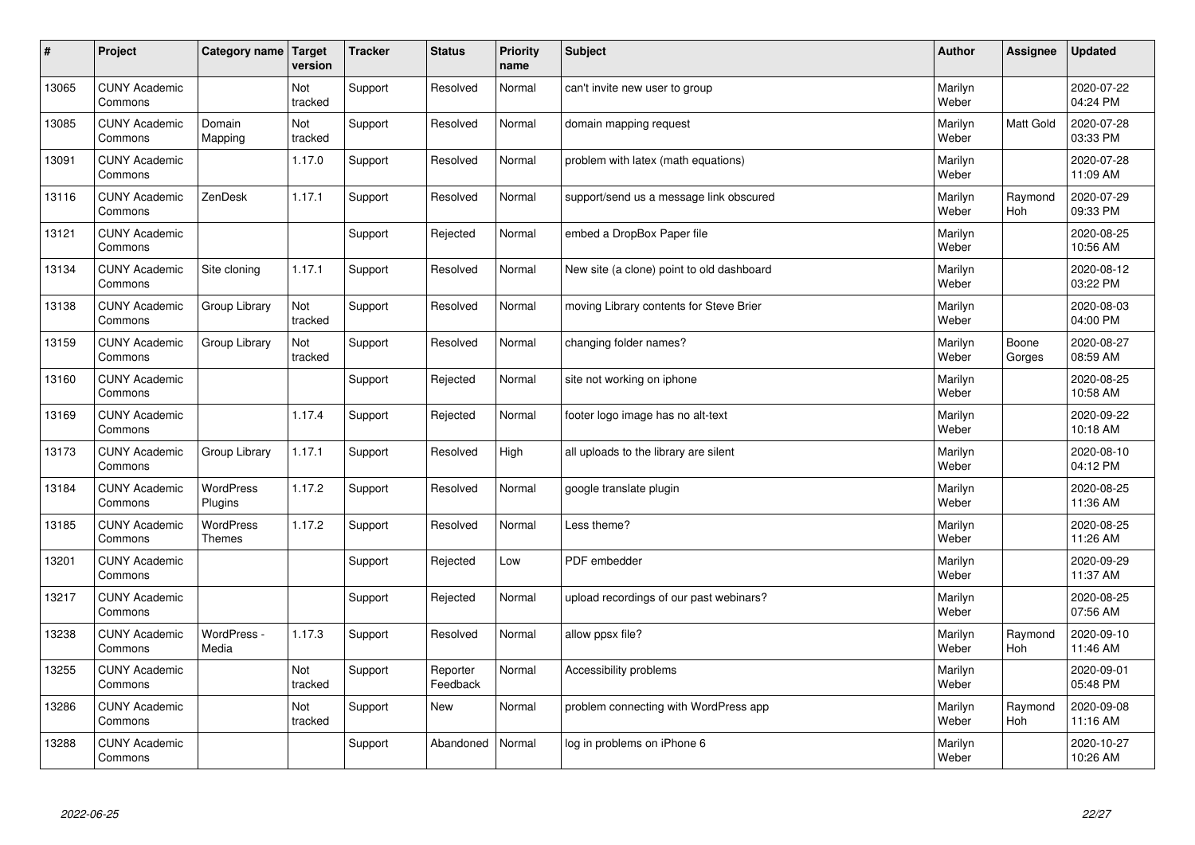| # | Project | Category name | Target version | Tracker | Status | Priority name | Subject | Author | Assignee | Updated |
|---|---|---|---|---|---|---|---|---|---|---|
| 13065 | CUNY Academic Commons | | Not tracked | Support | Resolved | Normal | can't invite new user to group | Marilyn Weber | | 2020-07-22 04:24 PM |
| 13085 | CUNY Academic Commons | Domain Mapping | Not tracked | Support | Resolved | Normal | domain mapping request | Marilyn Weber | Matt Gold | 2020-07-28 03:33 PM |
| 13091 | CUNY Academic Commons | | 1.17.0 | Support | Resolved | Normal | problem with latex (math equations) | Marilyn Weber | | 2020-07-28 11:09 AM |
| 13116 | CUNY Academic Commons | ZenDesk | 1.17.1 | Support | Resolved | Normal | support/send us a message link obscured | Marilyn Weber | Raymond Hoh | 2020-07-29 09:33 PM |
| 13121 | CUNY Academic Commons | | | Support | Rejected | Normal | embed a DropBox Paper file | Marilyn Weber | | 2020-08-25 10:56 AM |
| 13134 | CUNY Academic Commons | Site cloning | 1.17.1 | Support | Resolved | Normal | New site (a clone) point to old dashboard | Marilyn Weber | | 2020-08-12 03:22 PM |
| 13138 | CUNY Academic Commons | Group Library | Not tracked | Support | Resolved | Normal | moving Library contents for Steve Brier | Marilyn Weber | | 2020-08-03 04:00 PM |
| 13159 | CUNY Academic Commons | Group Library | Not tracked | Support | Resolved | Normal | changing folder names? | Marilyn Weber | Boone Gorges | 2020-08-27 08:59 AM |
| 13160 | CUNY Academic Commons | | | Support | Rejected | Normal | site not working on iphone | Marilyn Weber | | 2020-08-25 10:58 AM |
| 13169 | CUNY Academic Commons | | 1.17.4 | Support | Rejected | Normal | footer logo image has no alt-text | Marilyn Weber | | 2020-09-22 10:18 AM |
| 13173 | CUNY Academic Commons | Group Library | 1.17.1 | Support | Resolved | High | all uploads to the library are silent | Marilyn Weber | | 2020-08-10 04:12 PM |
| 13184 | CUNY Academic Commons | WordPress Plugins | 1.17.2 | Support | Resolved | Normal | google translate plugin | Marilyn Weber | | 2020-08-25 11:36 AM |
| 13185 | CUNY Academic Commons | WordPress Themes | 1.17.2 | Support | Resolved | Normal | Less theme? | Marilyn Weber | | 2020-08-25 11:26 AM |
| 13201 | CUNY Academic Commons | | | Support | Rejected | Low | PDF embedder | Marilyn Weber | | 2020-09-29 11:37 AM |
| 13217 | CUNY Academic Commons | | | Support | Rejected | Normal | upload recordings of our past webinars? | Marilyn Weber | | 2020-08-25 07:56 AM |
| 13238 | CUNY Academic Commons | WordPress - Media | 1.17.3 | Support | Resolved | Normal | allow ppsx file? | Marilyn Weber | Raymond Hoh | 2020-09-10 11:46 AM |
| 13255 | CUNY Academic Commons | | Not tracked | Support | Reporter Feedback | Normal | Accessibility problems | Marilyn Weber | | 2020-09-01 05:48 PM |
| 13286 | CUNY Academic Commons | | Not tracked | Support | New | Normal | problem connecting with WordPress app | Marilyn Weber | Raymond Hoh | 2020-09-08 11:16 AM |
| 13288 | CUNY Academic Commons | | | Support | Abandoned | Normal | log in problems on iPhone 6 | Marilyn Weber | | 2020-10-27 10:26 AM |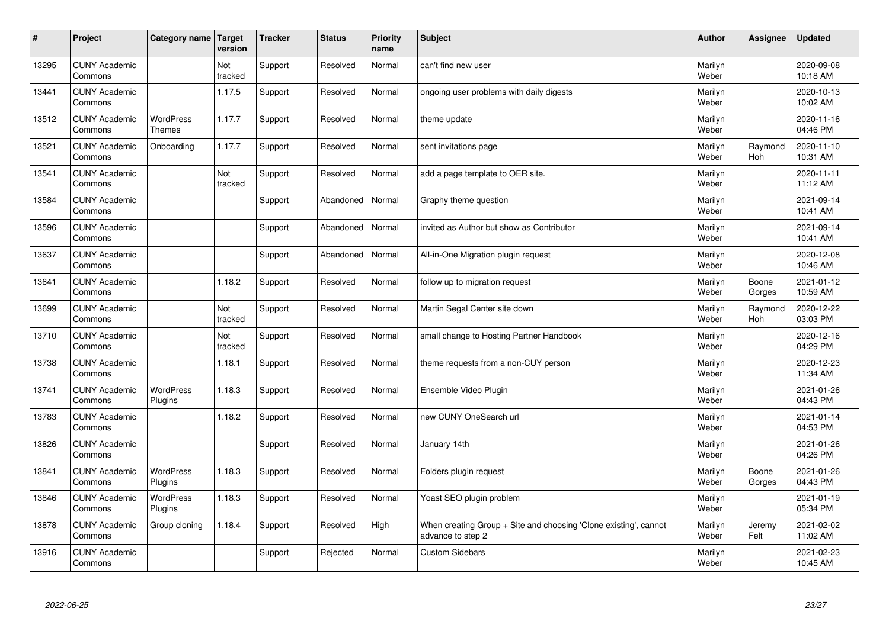| # | Project | Category name | Target version | Tracker | Status | Priority name | Subject | Author | Assignee | Updated |
|---|---|---|---|---|---|---|---|---|---|---|
| 13295 | CUNY Academic Commons | | Not tracked | Support | Resolved | Normal | can't find new user | Marilyn Weber | | 2020-09-08 10:18 AM |
| 13441 | CUNY Academic Commons | | 1.17.5 | Support | Resolved | Normal | ongoing user problems with daily digests | Marilyn Weber | | 2020-10-13 10:02 AM |
| 13512 | CUNY Academic Commons | WordPress Themes | 1.17.7 | Support | Resolved | Normal | theme update | Marilyn Weber | | 2020-11-16 04:46 PM |
| 13521 | CUNY Academic Commons | Onboarding | 1.17.7 | Support | Resolved | Normal | sent invitations page | Marilyn Weber | Raymond Hoh | 2020-11-10 10:31 AM |
| 13541 | CUNY Academic Commons | | Not tracked | Support | Resolved | Normal | add a page template to OER site. | Marilyn Weber | | 2020-11-11 11:12 AM |
| 13584 | CUNY Academic Commons | | | Support | Abandoned | Normal | Graphy theme question | Marilyn Weber | | 2021-09-14 10:41 AM |
| 13596 | CUNY Academic Commons | | | Support | Abandoned | Normal | invited as Author but show as Contributor | Marilyn Weber | | 2021-09-14 10:41 AM |
| 13637 | CUNY Academic Commons | | | Support | Abandoned | Normal | All-in-One Migration plugin request | Marilyn Weber | | 2020-12-08 10:46 AM |
| 13641 | CUNY Academic Commons | | 1.18.2 | Support | Resolved | Normal | follow up to migration request | Marilyn Weber | Boone Gorges | 2021-01-12 10:59 AM |
| 13699 | CUNY Academic Commons | | Not tracked | Support | Resolved | Normal | Martin Segal Center site down | Marilyn Weber | Raymond Hoh | 2020-12-22 03:03 PM |
| 13710 | CUNY Academic Commons | | Not tracked | Support | Resolved | Normal | small change to Hosting Partner Handbook | Marilyn Weber | | 2020-12-16 04:29 PM |
| 13738 | CUNY Academic Commons | | 1.18.1 | Support | Resolved | Normal | theme requests from a non-CUY person | Marilyn Weber | | 2020-12-23 11:34 AM |
| 13741 | CUNY Academic Commons | WordPress Plugins | 1.18.3 | Support | Resolved | Normal | Ensemble Video Plugin | Marilyn Weber | | 2021-01-26 04:43 PM |
| 13783 | CUNY Academic Commons | | 1.18.2 | Support | Resolved | Normal | new CUNY OneSearch url | Marilyn Weber | | 2021-01-14 04:53 PM |
| 13826 | CUNY Academic Commons | | | Support | Resolved | Normal | January 14th | Marilyn Weber | | 2021-01-26 04:26 PM |
| 13841 | CUNY Academic Commons | WordPress Plugins | 1.18.3 | Support | Resolved | Normal | Folders plugin request | Marilyn Weber | Boone Gorges | 2021-01-26 04:43 PM |
| 13846 | CUNY Academic Commons | WordPress Plugins | 1.18.3 | Support | Resolved | Normal | Yoast SEO plugin problem | Marilyn Weber | | 2021-01-19 05:34 PM |
| 13878 | CUNY Academic Commons | Group cloning | 1.18.4 | Support | Resolved | High | When creating Group + Site and choosing 'Clone existing', cannot advance to step 2 | Marilyn Weber | Jeremy Felt | 2021-02-02 11:02 AM |
| 13916 | CUNY Academic Commons | | | Support | Rejected | Normal | Custom Sidebars | Marilyn Weber | | 2021-02-23 10:45 AM |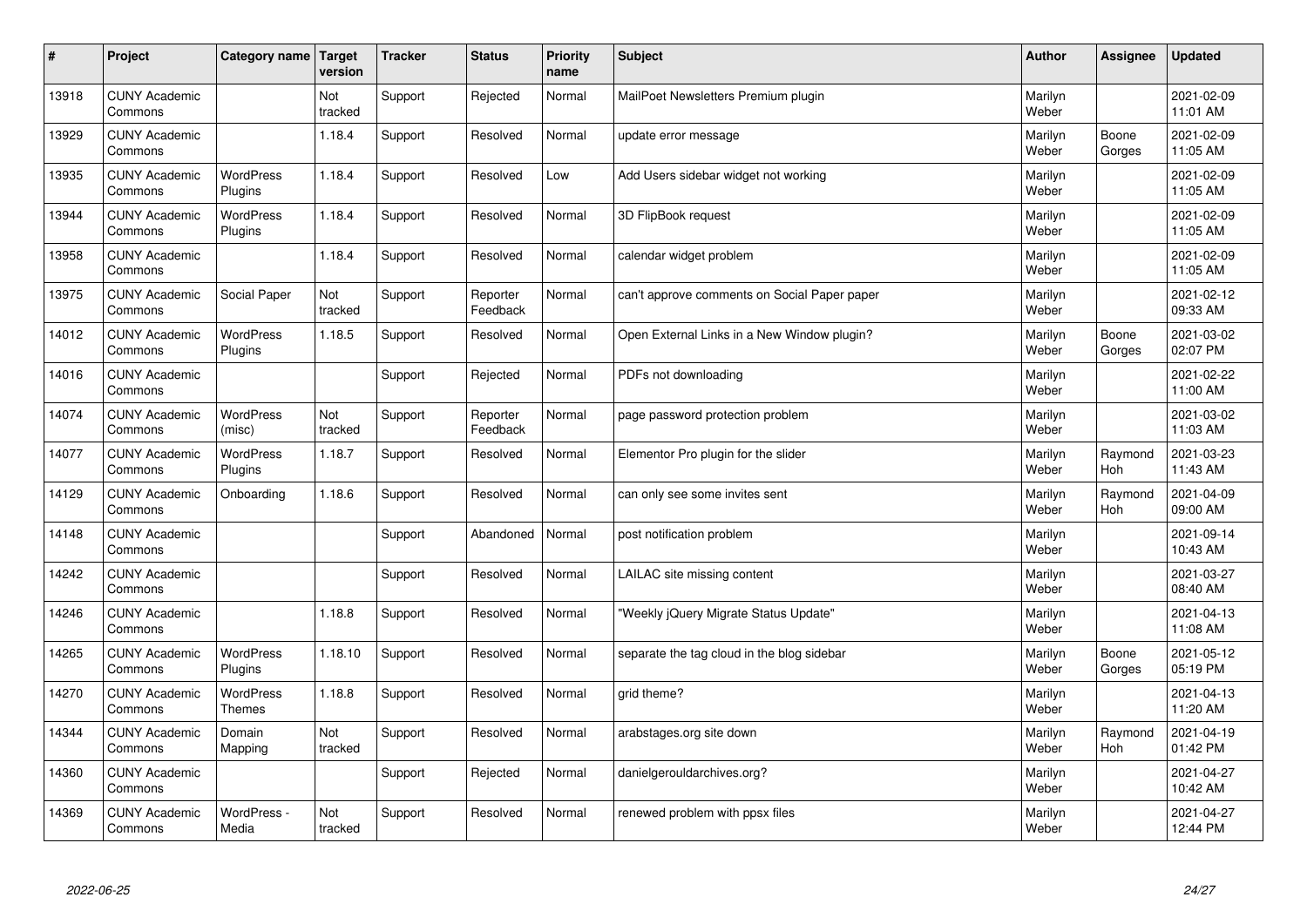| # | Project | Category name | Target version | Tracker | Status | Priority name | Subject | Author | Assignee | Updated |
|---|---|---|---|---|---|---|---|---|---|---|
| 13918 | CUNY Academic Commons | | Not tracked | Support | Rejected | Normal | MailPoet Newsletters Premium plugin | Marilyn Weber | | 2021-02-09 11:01 AM |
| 13929 | CUNY Academic Commons | | 1.18.4 | Support | Resolved | Normal | update error message | Marilyn Weber | Boone Gorges | 2021-02-09 11:05 AM |
| 13935 | CUNY Academic Commons | WordPress Plugins | 1.18.4 | Support | Resolved | Low | Add Users sidebar widget not working | Marilyn Weber | | 2021-02-09 11:05 AM |
| 13944 | CUNY Academic Commons | WordPress Plugins | 1.18.4 | Support | Resolved | Normal | 3D FlipBook request | Marilyn Weber | | 2021-02-09 11:05 AM |
| 13958 | CUNY Academic Commons | | 1.18.4 | Support | Resolved | Normal | calendar widget problem | Marilyn Weber | | 2021-02-09 11:05 AM |
| 13975 | CUNY Academic Commons | Social Paper | Not tracked | Support | Reporter Feedback | Normal | can't approve comments on Social Paper paper | Marilyn Weber | | 2021-02-12 09:33 AM |
| 14012 | CUNY Academic Commons | WordPress Plugins | 1.18.5 | Support | Resolved | Normal | Open External Links in a New Window plugin? | Marilyn Weber | Boone Gorges | 2021-03-02 02:07 PM |
| 14016 | CUNY Academic Commons | | | Support | Rejected | Normal | PDFs not downloading | Marilyn Weber | | 2021-02-22 11:00 AM |
| 14074 | CUNY Academic Commons | WordPress (misc) | Not tracked | Support | Reporter Feedback | Normal | page password protection problem | Marilyn Weber | | 2021-03-02 11:03 AM |
| 14077 | CUNY Academic Commons | WordPress Plugins | 1.18.7 | Support | Resolved | Normal | Elementor Pro plugin for the slider | Marilyn Weber | Raymond Hoh | 2021-03-23 11:43 AM |
| 14129 | CUNY Academic Commons | Onboarding | 1.18.6 | Support | Resolved | Normal | can only see some invites sent | Marilyn Weber | Raymond Hoh | 2021-04-09 09:00 AM |
| 14148 | CUNY Academic Commons | | | Support | Abandoned | Normal | post notification problem | Marilyn Weber | | 2021-09-14 10:43 AM |
| 14242 | CUNY Academic Commons | | | Support | Resolved | Normal | LAILAC site missing content | Marilyn Weber | | 2021-03-27 08:40 AM |
| 14246 | CUNY Academic Commons | | 1.18.8 | Support | Resolved | Normal | "Weekly jQuery Migrate Status Update" | Marilyn Weber | | 2021-04-13 11:08 AM |
| 14265 | CUNY Academic Commons | WordPress Plugins | 1.18.10 | Support | Resolved | Normal | separate the tag cloud in the blog sidebar | Marilyn Weber | Boone Gorges | 2021-05-12 05:19 PM |
| 14270 | CUNY Academic Commons | WordPress Themes | 1.18.8 | Support | Resolved | Normal | grid theme? | Marilyn Weber | | 2021-04-13 11:20 AM |
| 14344 | CUNY Academic Commons | Domain Mapping | Not tracked | Support | Resolved | Normal | arabstages.org site down | Marilyn Weber | Raymond Hoh | 2021-04-19 01:42 PM |
| 14360 | CUNY Academic Commons | | | Support | Rejected | Normal | danielgerouldarchives.org? | Marilyn Weber | | 2021-04-27 10:42 AM |
| 14369 | CUNY Academic Commons | WordPress - Media | Not tracked | Support | Resolved | Normal | renewed problem with ppsx files | Marilyn Weber | | 2021-04-27 12:44 PM |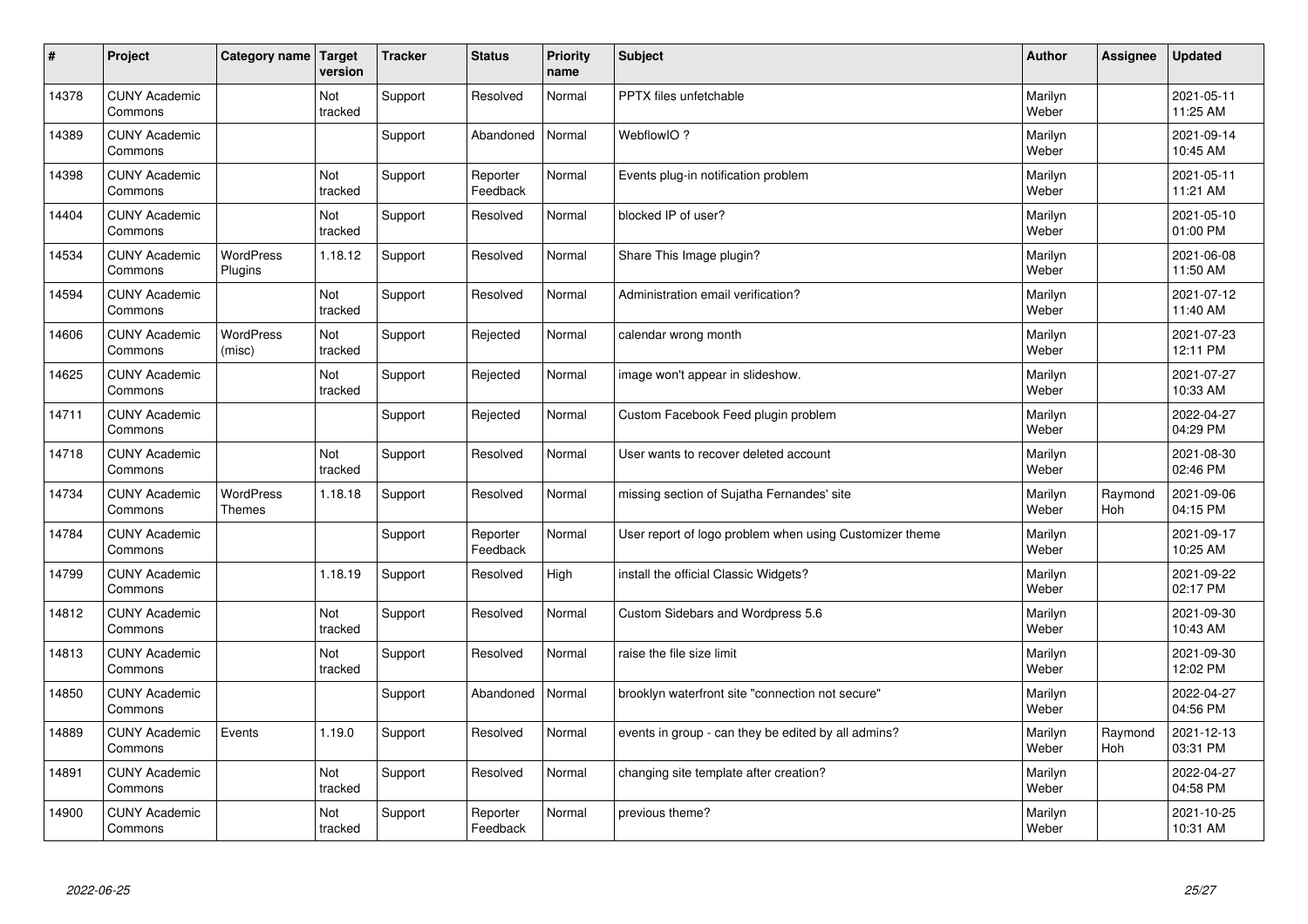| # | Project | Category name | Target version | Tracker | Status | Priority name | Subject | Author | Assignee | Updated |
|---|---|---|---|---|---|---|---|---|---|---|
| 14378 | CUNY Academic Commons | | Not tracked | Support | Resolved | Normal | PPTX files unfetchable | Marilyn Weber | | 2021-05-11 11:25 AM |
| 14389 | CUNY Academic Commons | | | Support | Abandoned | Normal | WebflowIO ? | Marilyn Weber | | 2021-09-14 10:45 AM |
| 14398 | CUNY Academic Commons | | Not tracked | Support | Reporter Feedback | Normal | Events plug-in notification problem | Marilyn Weber | | 2021-05-11 11:21 AM |
| 14404 | CUNY Academic Commons | | Not tracked | Support | Resolved | Normal | blocked IP of user? | Marilyn Weber | | 2021-05-10 01:00 PM |
| 14534 | CUNY Academic Commons | WordPress Plugins | 1.18.12 | Support | Resolved | Normal | Share This Image plugin? | Marilyn Weber | | 2021-06-08 11:50 AM |
| 14594 | CUNY Academic Commons | | Not tracked | Support | Resolved | Normal | Administration email verification? | Marilyn Weber | | 2021-07-12 11:40 AM |
| 14606 | CUNY Academic Commons | WordPress (misc) | Not tracked | Support | Rejected | Normal | calendar wrong month | Marilyn Weber | | 2021-07-23 12:11 PM |
| 14625 | CUNY Academic Commons | | Not tracked | Support | Rejected | Normal | image won't appear in slideshow. | Marilyn Weber | | 2021-07-27 10:33 AM |
| 14711 | CUNY Academic Commons | | | Support | Rejected | Normal | Custom Facebook Feed plugin problem | Marilyn Weber | | 2022-04-27 04:29 PM |
| 14718 | CUNY Academic Commons | | Not tracked | Support | Resolved | Normal | User wants to recover deleted account | Marilyn Weber | | 2021-08-30 02:46 PM |
| 14734 | CUNY Academic Commons | WordPress Themes | 1.18.18 | Support | Resolved | Normal | missing section of Sujatha Fernandes' site | Marilyn Weber | Raymond Hoh | 2021-09-06 04:15 PM |
| 14784 | CUNY Academic Commons | | | Support | Reporter Feedback | Normal | User report of logo problem when using Customizer theme | Marilyn Weber | | 2021-09-17 10:25 AM |
| 14799 | CUNY Academic Commons | | 1.18.19 | Support | Resolved | High | install the official Classic Widgets? | Marilyn Weber | | 2021-09-22 02:17 PM |
| 14812 | CUNY Academic Commons | | Not tracked | Support | Resolved | Normal | Custom Sidebars and Wordpress 5.6 | Marilyn Weber | | 2021-09-30 10:43 AM |
| 14813 | CUNY Academic Commons | | Not tracked | Support | Resolved | Normal | raise the file size limit | Marilyn Weber | | 2021-09-30 12:02 PM |
| 14850 | CUNY Academic Commons | | | Support | Abandoned | Normal | brooklyn waterfront site "connection not secure" | Marilyn Weber | | 2022-04-27 04:56 PM |
| 14889 | CUNY Academic Commons | Events | 1.19.0 | Support | Resolved | Normal | events in group - can they be edited by all admins? | Marilyn Weber | Raymond Hoh | 2021-12-13 03:31 PM |
| 14891 | CUNY Academic Commons | | Not tracked | Support | Resolved | Normal | changing site template after creation? | Marilyn Weber | | 2022-04-27 04:58 PM |
| 14900 | CUNY Academic Commons | | Not tracked | Support | Reporter Feedback | Normal | previous theme? | Marilyn Weber | | 2021-10-25 10:31 AM |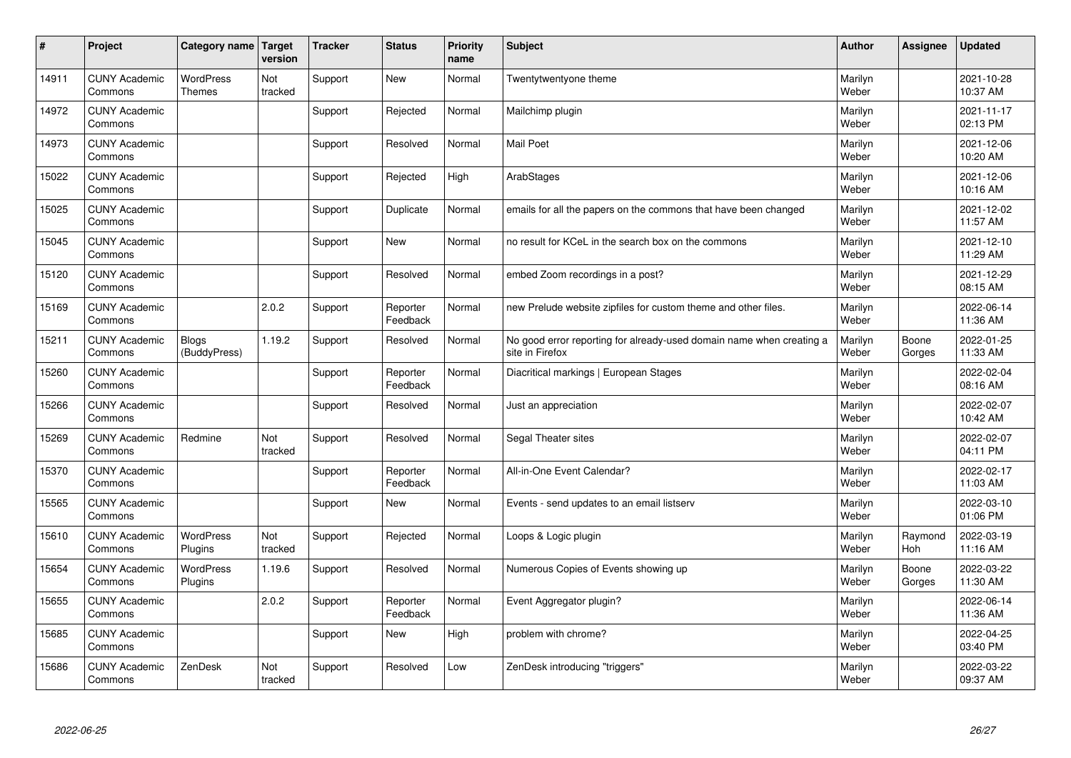| # | Project | Category name | Target version | Tracker | Status | Priority name | Subject | Author | Assignee | Updated |
|---|---|---|---|---|---|---|---|---|---|---|
| 14911 | CUNY Academic Commons | WordPress Themes | Not tracked | Support | New | Normal | Twentytwentyone theme | Marilyn Weber | | 2021-10-28 10:37 AM |
| 14972 | CUNY Academic Commons | | | Support | Rejected | Normal | Mailchimp plugin | Marilyn Weber | | 2021-11-17 02:13 PM |
| 14973 | CUNY Academic Commons | | | Support | Resolved | Normal | Mail Poet | Marilyn Weber | | 2021-12-06 10:20 AM |
| 15022 | CUNY Academic Commons | | | Support | Rejected | High | ArabStages | Marilyn Weber | | 2021-12-06 10:16 AM |
| 15025 | CUNY Academic Commons | | | Support | Duplicate | Normal | emails for all the papers on the commons that have been changed | Marilyn Weber | | 2021-12-02 11:57 AM |
| 15045 | CUNY Academic Commons | | | Support | New | Normal | no result for KCeL in the search box on the commons | Marilyn Weber | | 2021-12-10 11:29 AM |
| 15120 | CUNY Academic Commons | | | Support | Resolved | Normal | embed Zoom recordings in a post? | Marilyn Weber | | 2021-12-29 08:15 AM |
| 15169 | CUNY Academic Commons | | 2.0.2 | Support | Reporter Feedback | Normal | new Prelude website zipfiles for custom theme and other files. | Marilyn Weber | | 2022-06-14 11:36 AM |
| 15211 | CUNY Academic Commons | Blogs (BuddyPress) | 1.19.2 | Support | Resolved | Normal | No good error reporting for already-used domain name when creating a site in Firefox | Marilyn Weber | Boone Gorges | 2022-01-25 11:33 AM |
| 15260 | CUNY Academic Commons | | | Support | Reporter Feedback | Normal | Diacritical markings \| European Stages | Marilyn Weber | | 2022-02-04 08:16 AM |
| 15266 | CUNY Academic Commons | | | Support | Resolved | Normal | Just an appreciation | Marilyn Weber | | 2022-02-07 10:42 AM |
| 15269 | CUNY Academic Commons | Redmine | Not tracked | Support | Resolved | Normal | Segal Theater sites | Marilyn Weber | | 2022-02-07 04:11 PM |
| 15370 | CUNY Academic Commons | | | Support | Reporter Feedback | Normal | All-in-One Event Calendar? | Marilyn Weber | | 2022-02-17 11:03 AM |
| 15565 | CUNY Academic Commons | | | Support | New | Normal | Events - send updates to an email listserv | Marilyn Weber | | 2022-03-10 01:06 PM |
| 15610 | CUNY Academic Commons | WordPress Plugins | Not tracked | Support | Rejected | Normal | Loops & Logic plugin | Marilyn Weber | Raymond Hoh | 2022-03-19 11:16 AM |
| 15654 | CUNY Academic Commons | WordPress Plugins | 1.19.6 | Support | Resolved | Normal | Numerous Copies of Events showing up | Marilyn Weber | Boone Gorges | 2022-03-22 11:30 AM |
| 15655 | CUNY Academic Commons | | 2.0.2 | Support | Reporter Feedback | Normal | Event Aggregator plugin? | Marilyn Weber | | 2022-06-14 11:36 AM |
| 15685 | CUNY Academic Commons | | | Support | New | High | problem with chrome? | Marilyn Weber | | 2022-04-25 03:40 PM |
| 15686 | CUNY Academic Commons | ZenDesk | Not tracked | Support | Resolved | Low | ZenDesk introducing "triggers" | Marilyn Weber | | 2022-03-22 09:37 AM |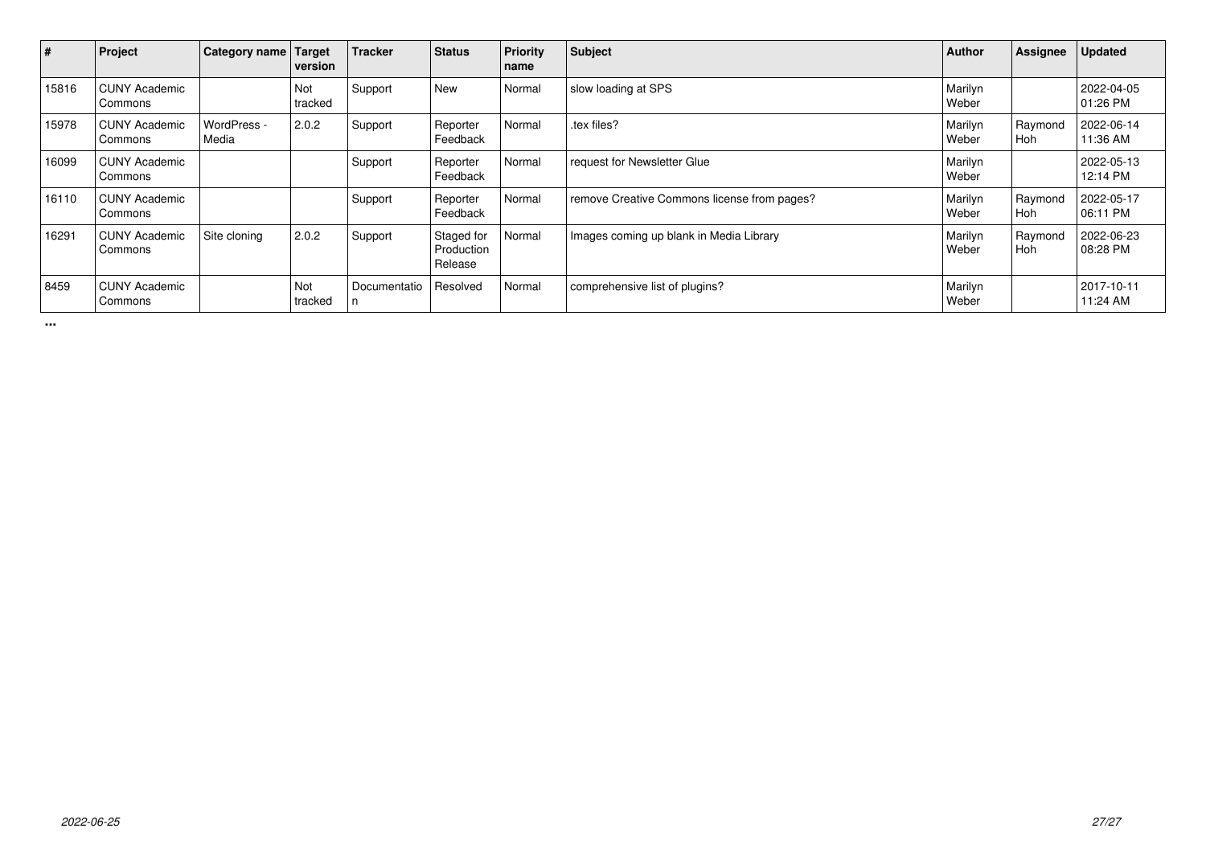| # | Project | Category name | Target version | Tracker | Status | Priority name | Subject | Author | Assignee | Updated |
|---|---|---|---|---|---|---|---|---|---|---|
| 15816 | CUNY Academic Commons | | Not tracked | Support | New | Normal | slow loading at SPS | Marilyn Weber | | 2022-04-05 01:26 PM |
| 15978 | CUNY Academic Commons | WordPress - Media | 2.0.2 | Support | Reporter Feedback | Normal | .tex files? | Marilyn Weber | Raymond Hoh | 2022-06-14 11:36 AM |
| 16099 | CUNY Academic Commons | | | Support | Reporter Feedback | Normal | request for Newsletter Glue | Marilyn Weber | | 2022-05-13 12:14 PM |
| 16110 | CUNY Academic Commons | | | Support | Reporter Feedback | Normal | remove Creative Commons license from pages? | Marilyn Weber | Raymond Hoh | 2022-05-17 06:11 PM |
| 16291 | CUNY Academic Commons | Site cloning | 2.0.2 | Support | Staged for Production Release | Normal | Images coming up blank in Media Library | Marilyn Weber | Raymond Hoh | 2022-06-23 08:28 PM |
| 8459 | CUNY Academic Commons | | Not tracked | Documentation | Resolved | Normal | comprehensive list of plugins? | Marilyn Weber | | 2017-10-11 11:24 AM |

...